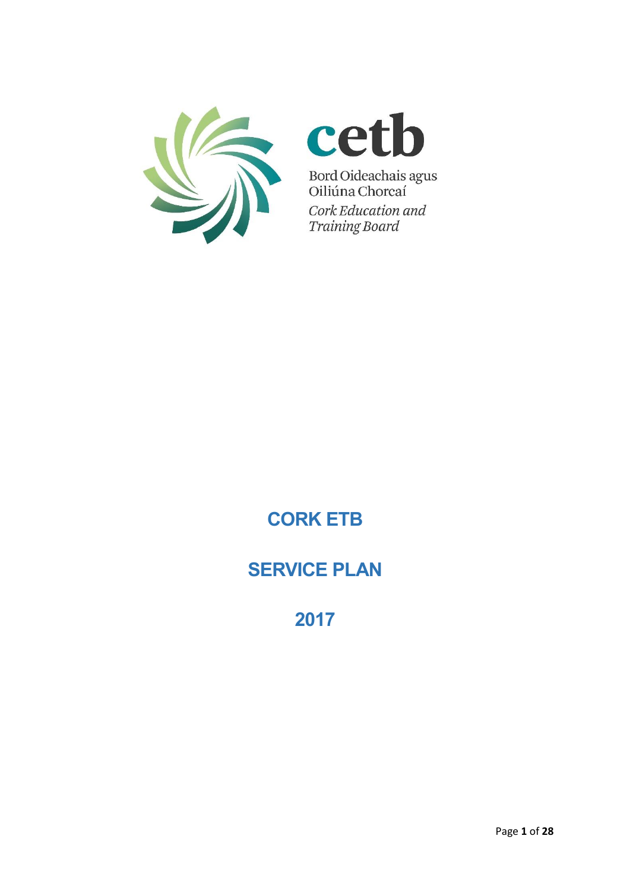cetb

Bord Oideachais agus Oiliúna Chorcaí

*Cork Education and Training Board*

# CORK ETB

# SERVICE PLAN

# 2017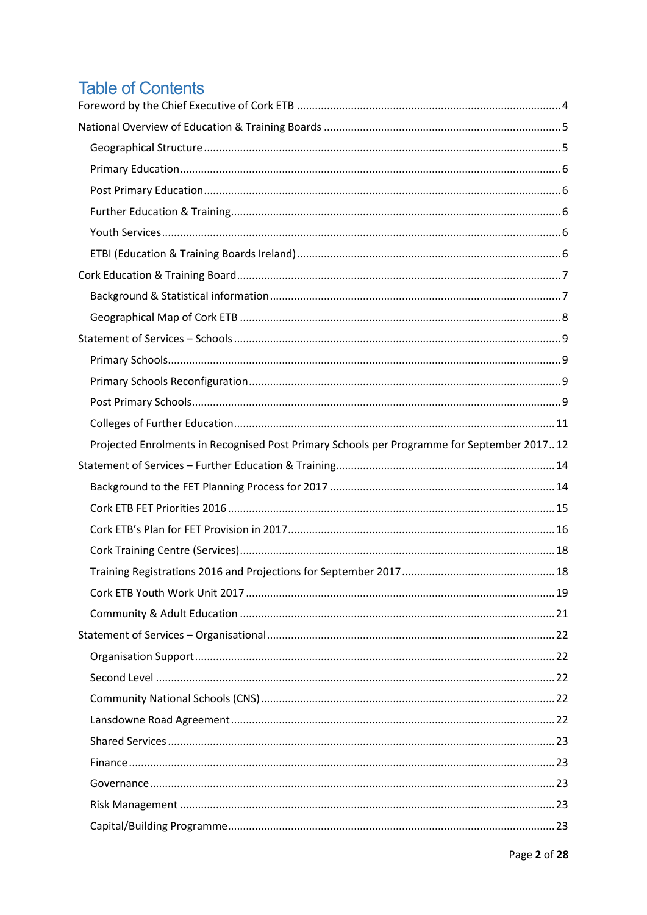# Table of Contents

- Foreword by the Chief Executive of Cork ETB ... 4
- National Overview of Education & Training Boards ... 5
  - Geographical Structure ... 5
  - Primary Education ... 6
  - Post Primary Education ... 6
  - Further Education & Training ... 6
  - Youth Services ... 6
  - ETBI (Education & Training Boards Ireland) ... 6
- Cork Education & Training Board ... 7
  - Background & Statistical information ... 7
  - Geographical Map of Cork ETB ... 8
- Statement of Services – Schools ... 9
  - Primary Schools ... 9
  - Primary Schools Reconfiguration ... 9
  - Post Primary Schools ... 9
  - Colleges of Further Education ... 11
  - Projected Enrolments in Recognised Post Primary Schools per Programme for September 2017 ... 12
- Statement of Services – Further Education & Training ... 14
  - Background to the FET Planning Process for 2017 ... 14
  - Cork ETB FET Priorities 2016 ... 15
  - Cork ETB's Plan for FET Provision in 2017 ... 16
  - Cork Training Centre (Services) ... 18
  - Training Registrations 2016 and Projections for September 2017 ... 18
  - Cork ETB Youth Work Unit 2017 ... 19
  - Community & Adult Education ... 21
- Statement of Services – Organisational ... 22
  - Organisation Support ... 22
  - Second Level ... 22
  - Community National Schools (CNS) ... 22
  - Lansdowne Road Agreement ... 22
  - Shared Services ... 23
  - Finance ... 23
  - Governance ... 23
  - Risk Management ... 23
  - Capital/Building Programme ... 23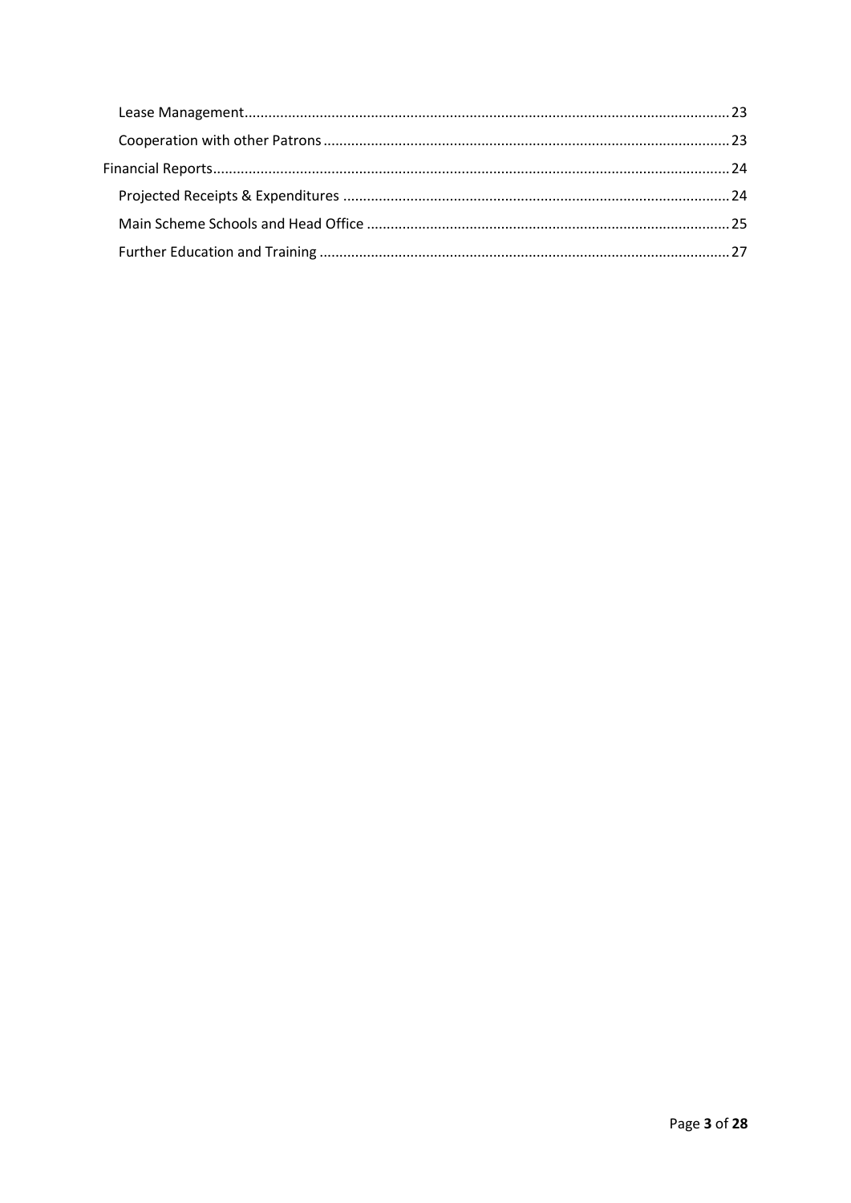- Lease Management ........ 23
- Cooperation with other Patrons ........ 23

Financial Reports ........ 24

- Projected Receipts & Expenditures ........ 24
- Main Scheme Schools and Head Office ........ 25
- Further Education and Training ........ 27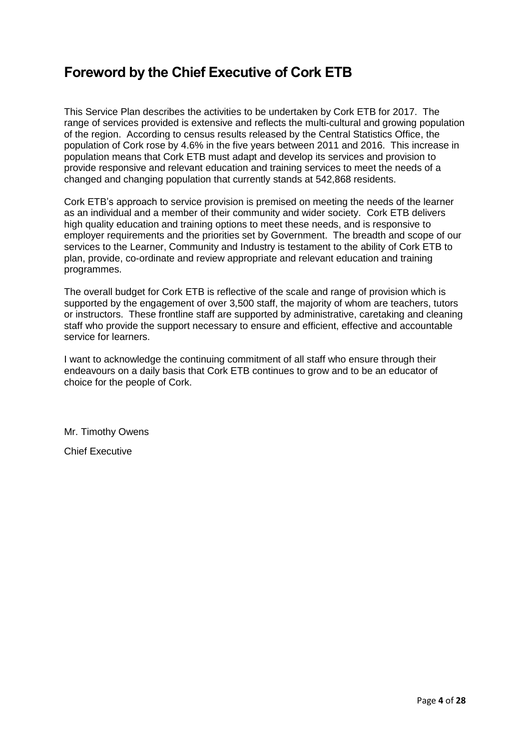# Foreword by the Chief Executive of Cork ETB

This Service Plan describes the activities to be undertaken by Cork ETB for 2017. The range of services provided is extensive and reflects the multi-cultural and growing population of the region. According to census results released by the Central Statistics Office, the population of Cork rose by 4.6% in the five years between 2011 and 2016. This increase in population means that Cork ETB must adapt and develop its services and provision to provide responsive and relevant education and training services to meet the needs of a changed and changing population that currently stands at 542,868 residents.

Cork ETB's approach to service provision is premised on meeting the needs of the learner as an individual and a member of their community and wider society. Cork ETB delivers high quality education and training options to meet these needs, and is responsive to employer requirements and the priorities set by Government. The breadth and scope of our services to the Learner, Community and Industry is testament to the ability of Cork ETB to plan, provide, co-ordinate and review appropriate and relevant education and training programmes.

The overall budget for Cork ETB is reflective of the scale and range of provision which is supported by the engagement of over 3,500 staff, the majority of whom are teachers, tutors or instructors. These frontline staff are supported by administrative, caretaking and cleaning staff who provide the support necessary to ensure and efficient, effective and accountable service for learners.

I want to acknowledge the continuing commitment of all staff who ensure through their endeavours on a daily basis that Cork ETB continues to grow and to be an educator of choice for the people of Cork.

Mr. Timothy Owens

Chief Executive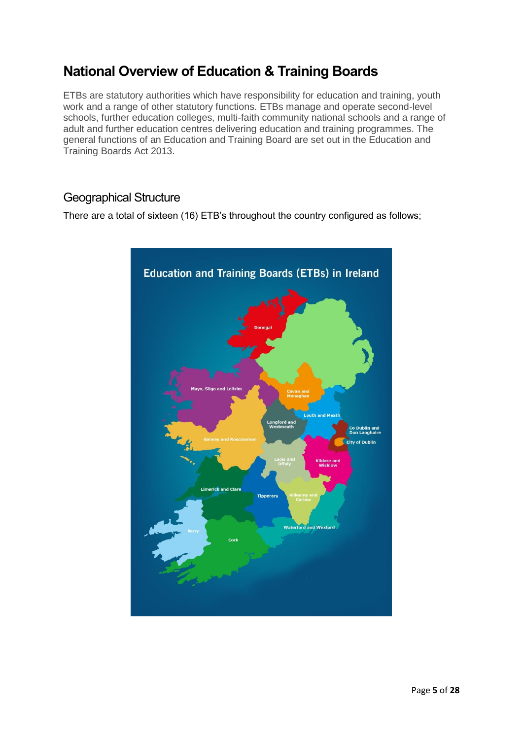# National Overview of Education & Training Boards

ETBs are statutory authorities which have responsibility for education and training, youth work and a range of other statutory functions. ETBs manage and operate second-level schools, further education colleges, multi-faith community national schools and a range of adult and further education centres delivering education and training programmes. The general functions of an Education and Training Board are set out in the Education and Training Boards Act 2013.

## Geographical Structure

There are a total of sixteen (16) ETB's throughout the country configured as follows;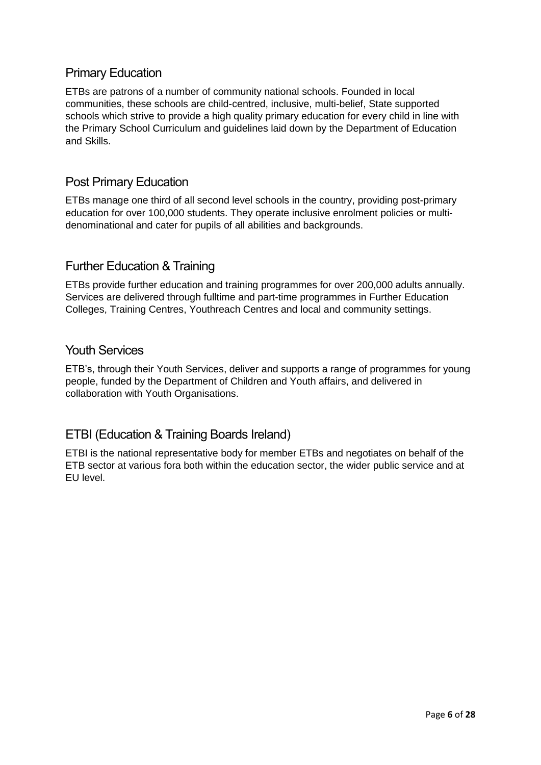## Primary Education

ETBs are patrons of a number of community national schools. Founded in local communities, these schools are child-centred, inclusive, multi-belief, State supported schools which strive to provide a high quality primary education for every child in line with the Primary School Curriculum and guidelines laid down by the Department of Education and Skills.

## Post Primary Education

ETBs manage one third of all second level schools in the country, providing post-primary education for over 100,000 students. They operate inclusive enrolment policies or multi-denominational and cater for pupils of all abilities and backgrounds.

## Further Education & Training

ETBs provide further education and training programmes for over 200,000 adults annually. Services are delivered through fulltime and part-time programmes in Further Education Colleges, Training Centres, Youthreach Centres and local and community settings.

## Youth Services

ETB's, through their Youth Services, deliver and supports a range of programmes for young people, funded by the Department of Children and Youth affairs, and delivered in collaboration with Youth Organisations.

## ETBI (Education & Training Boards Ireland)

ETBI is the national representative body for member ETBs and negotiates on behalf of the ETB sector at various fora both within the education sector, the wider public service and at EU level.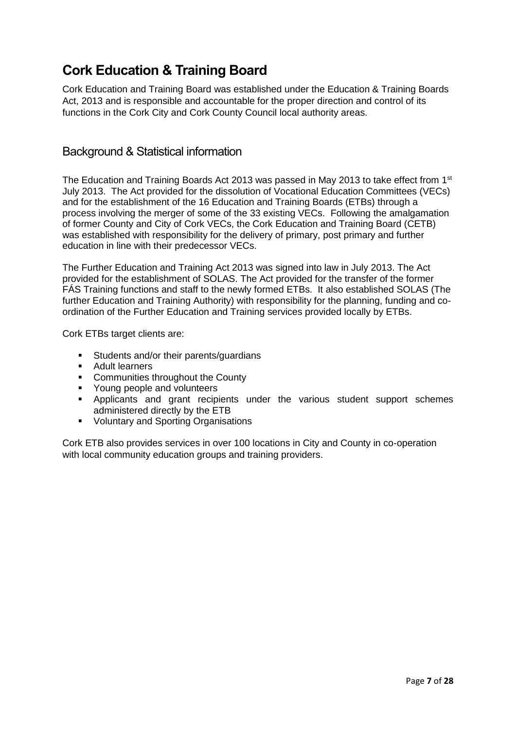# Cork Education & Training Board

Cork Education and Training Board was established under the Education & Training Boards Act, 2013 and is responsible and accountable for the proper direction and control of its functions in the Cork City and Cork County Council local authority areas.

## Background & Statistical information

The Education and Training Boards Act 2013 was passed in May 2013 to take effect from 1st July 2013. The Act provided for the dissolution of Vocational Education Committees (VECs) and for the establishment of the 16 Education and Training Boards (ETBs) through a process involving the merger of some of the 33 existing VECs. Following the amalgamation of former County and City of Cork VECs, the Cork Education and Training Board (CETB) was established with responsibility for the delivery of primary, post primary and further education in line with their predecessor VECs.

The Further Education and Training Act 2013 was signed into law in July 2013. The Act provided for the establishment of SOLAS. The Act provided for the transfer of the former FÁS Training functions and staff to the newly formed ETBs. It also established SOLAS (The further Education and Training Authority) with responsibility for the planning, funding and co-ordination of the Further Education and Training services provided locally by ETBs.

Cork ETBs target clients are:

- Students and/or their parents/guardians
- Adult learners
- Communities throughout the County
- Young people and volunteers
- Applicants and grant recipients under the various student support schemes administered directly by the ETB
- Voluntary and Sporting Organisations

Cork ETB also provides services in over 100 locations in City and County in co-operation with local community education groups and training providers.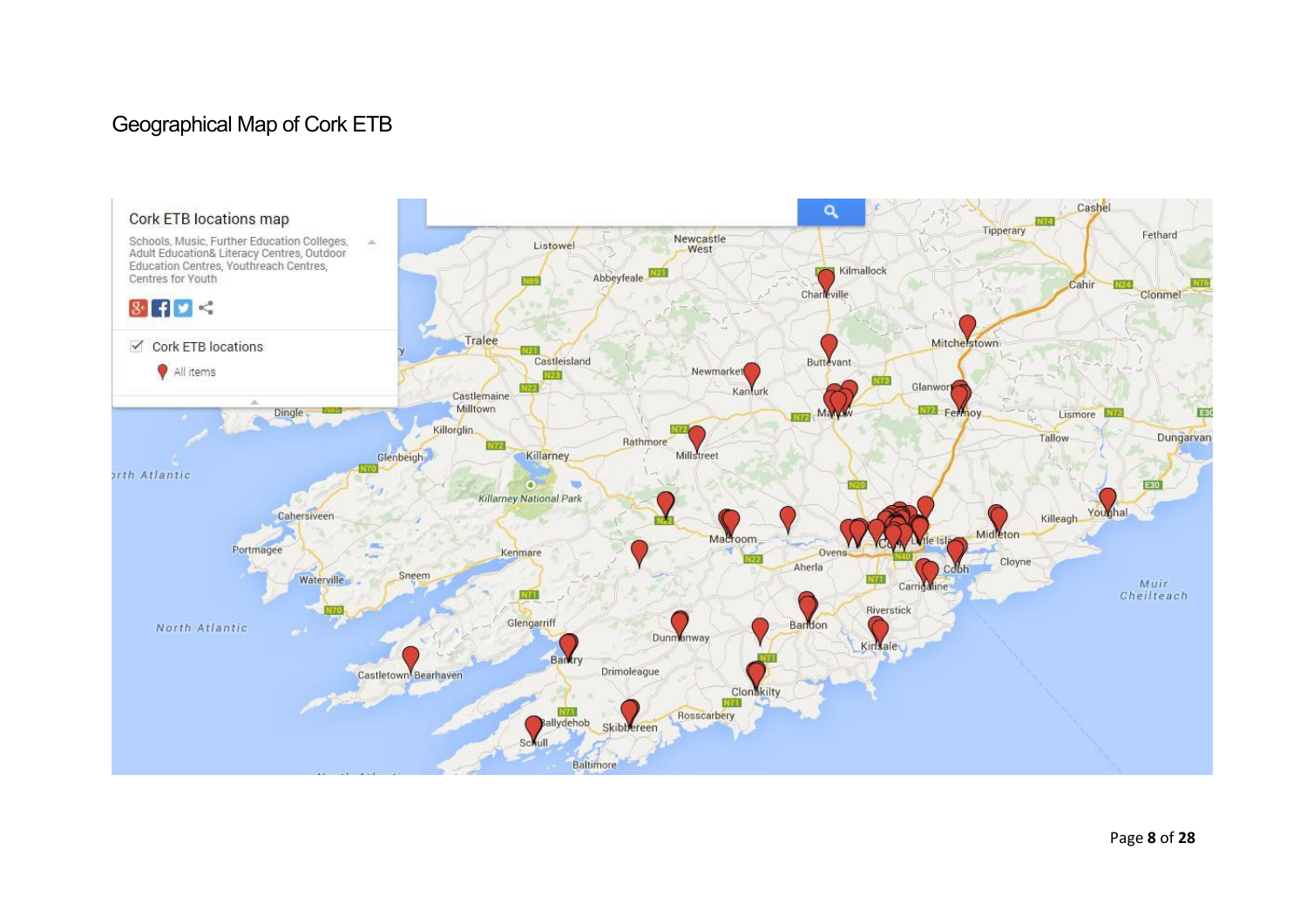Geographical Map of Cork ETB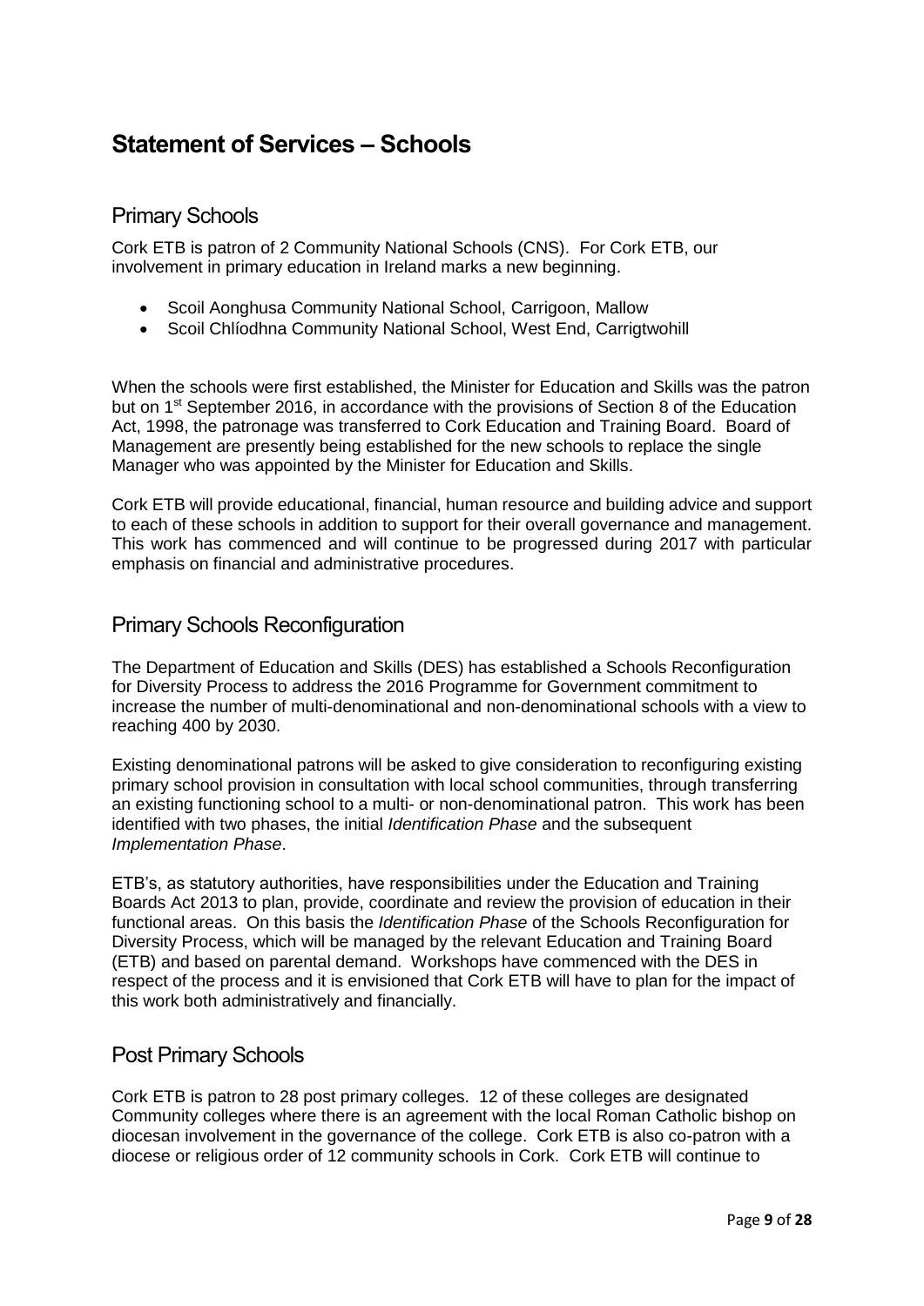# Statement of Services – Schools

## Primary Schools

Cork ETB is patron of 2 Community National Schools (CNS). For Cork ETB, our involvement in primary education in Ireland marks a new beginning.

- Scoil Aonghusa Community National School, Carrigoon, Mallow
- Scoil Chlíodhna Community National School, West End, Carrigtwohill

When the schools were first established, the Minister for Education and Skills was the patron but on 1st September 2016, in accordance with the provisions of Section 8 of the Education Act, 1998, the patronage was transferred to Cork Education and Training Board. Board of Management are presently being established for the new schools to replace the single Manager who was appointed by the Minister for Education and Skills.

Cork ETB will provide educational, financial, human resource and building advice and support to each of these schools in addition to support for their overall governance and management. This work has commenced and will continue to be progressed during 2017 with particular emphasis on financial and administrative procedures.

## Primary Schools Reconfiguration

The Department of Education and Skills (DES) has established a Schools Reconfiguration for Diversity Process to address the 2016 Programme for Government commitment to increase the number of multi-denominational and non-denominational schools with a view to reaching 400 by 2030.

Existing denominational patrons will be asked to give consideration to reconfiguring existing primary school provision in consultation with local school communities, through transferring an existing functioning school to a multi- or non-denominational patron. This work has been identified with two phases, the initial *Identification Phase* and the subsequent *Implementation Phase*.

ETB's, as statutory authorities, have responsibilities under the Education and Training Boards Act 2013 to plan, provide, coordinate and review the provision of education in their functional areas. On this basis the *Identification Phase* of the Schools Reconfiguration for Diversity Process, which will be managed by the relevant Education and Training Board (ETB) and based on parental demand. Workshops have commenced with the DES in respect of the process and it is envisioned that Cork ETB will have to plan for the impact of this work both administratively and financially.

## Post Primary Schools

Cork ETB is patron to 28 post primary colleges. 12 of these colleges are designated Community colleges where there is an agreement with the local Roman Catholic bishop on diocesan involvement in the governance of the college. Cork ETB is also co-patron with a diocese or religious order of 12 community schools in Cork. Cork ETB will continue to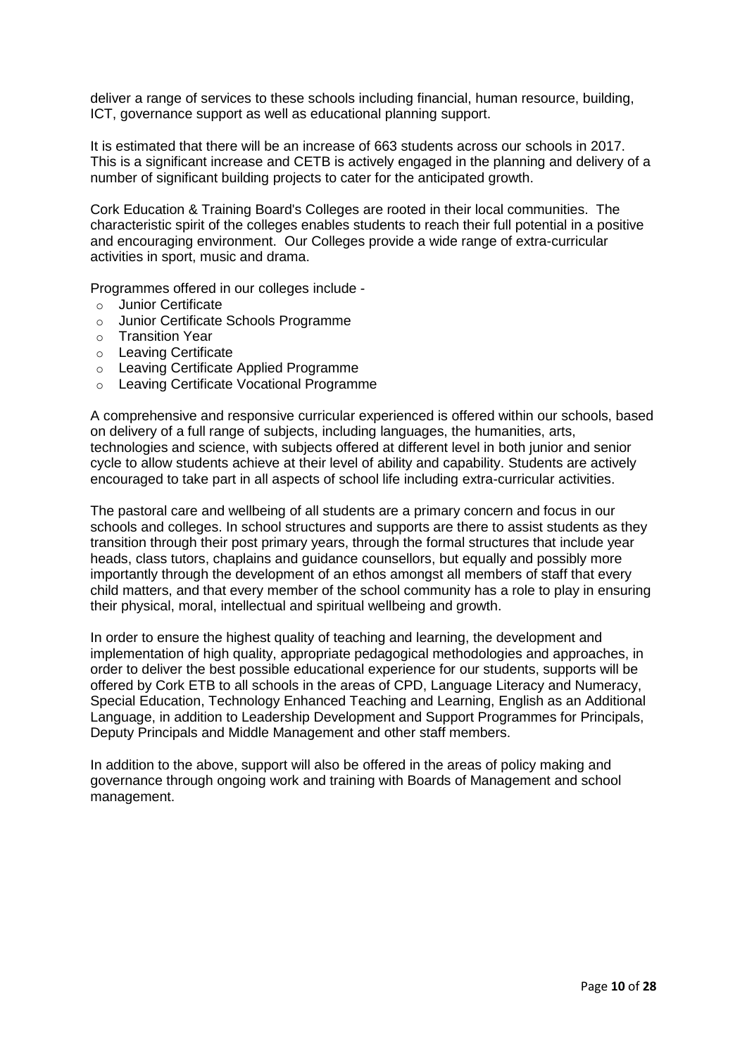deliver a range of services to these schools including financial, human resource, building, ICT, governance support as well as educational planning support.

It is estimated that there will be an increase of 663 students across our schools in 2017. This is a significant increase and CETB is actively engaged in the planning and delivery of a number of significant building projects to cater for the anticipated growth.

Cork Education & Training Board's Colleges are rooted in their local communities. The characteristic spirit of the colleges enables students to reach their full potential in a positive and encouraging environment. Our Colleges provide a wide range of extra-curricular activities in sport, music and drama.

Programmes offered in our colleges include -

- Junior Certificate
- Junior Certificate Schools Programme
- Transition Year
- Leaving Certificate
- Leaving Certificate Applied Programme
- Leaving Certificate Vocational Programme

A comprehensive and responsive curricular experienced is offered within our schools, based on delivery of a full range of subjects, including languages, the humanities, arts, technologies and science, with subjects offered at different level in both junior and senior cycle to allow students achieve at their level of ability and capability. Students are actively encouraged to take part in all aspects of school life including extra-curricular activities.

The pastoral care and wellbeing of all students are a primary concern and focus in our schools and colleges. In school structures and supports are there to assist students as they transition through their post primary years, through the formal structures that include year heads, class tutors, chaplains and guidance counsellors, but equally and possibly more importantly through the development of an ethos amongst all members of staff that every child matters, and that every member of the school community has a role to play in ensuring their physical, moral, intellectual and spiritual wellbeing and growth.

In order to ensure the highest quality of teaching and learning, the development and implementation of high quality, appropriate pedagogical methodologies and approaches, in order to deliver the best possible educational experience for our students, supports will be offered by Cork ETB to all schools in the areas of CPD, Language Literacy and Numeracy, Special Education, Technology Enhanced Teaching and Learning, English as an Additional Language, in addition to Leadership Development and Support Programmes for Principals, Deputy Principals and Middle Management and other staff members.

In addition to the above, support will also be offered in the areas of policy making and governance through ongoing work and training with Boards of Management and school management.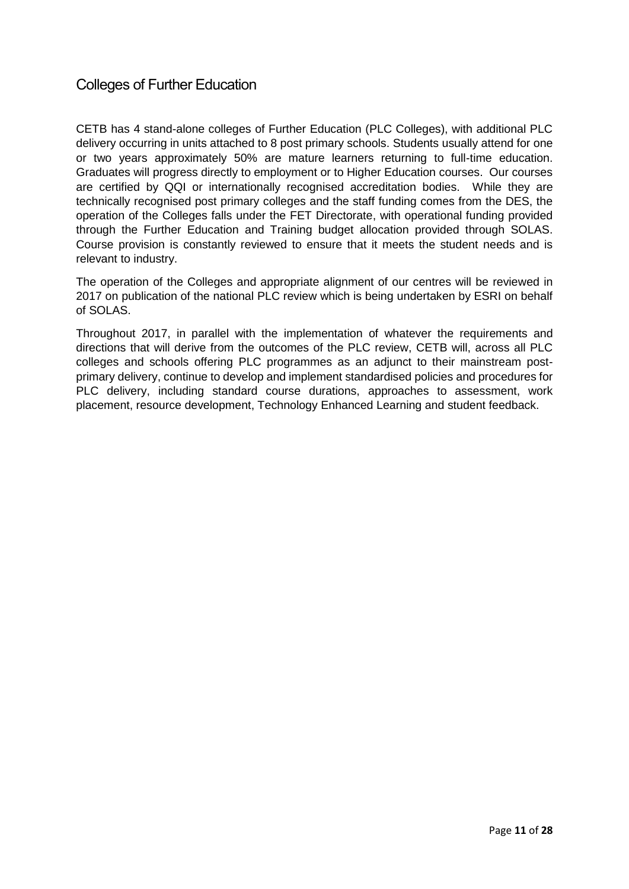## Colleges of Further Education

CETB has 4 stand-alone colleges of Further Education (PLC Colleges), with additional PLC delivery occurring in units attached to 8 post primary schools. Students usually attend for one or two years approximately 50% are mature learners returning to full-time education. Graduates will progress directly to employment or to Higher Education courses. Our courses are certified by QQI or internationally recognised accreditation bodies. While they are technically recognised post primary colleges and the staff funding comes from the DES, the operation of the Colleges falls under the FET Directorate, with operational funding provided through the Further Education and Training budget allocation provided through SOLAS. Course provision is constantly reviewed to ensure that it meets the student needs and is relevant to industry.

The operation of the Colleges and appropriate alignment of our centres will be reviewed in 2017 on publication of the national PLC review which is being undertaken by ESRI on behalf of SOLAS.

Throughout 2017, in parallel with the implementation of whatever the requirements and directions that will derive from the outcomes of the PLC review, CETB will, across all PLC colleges and schools offering PLC programmes as an adjunct to their mainstream post-primary delivery, continue to develop and implement standardised policies and procedures for PLC delivery, including standard course durations, approaches to assessment, work placement, resource development, Technology Enhanced Learning and student feedback.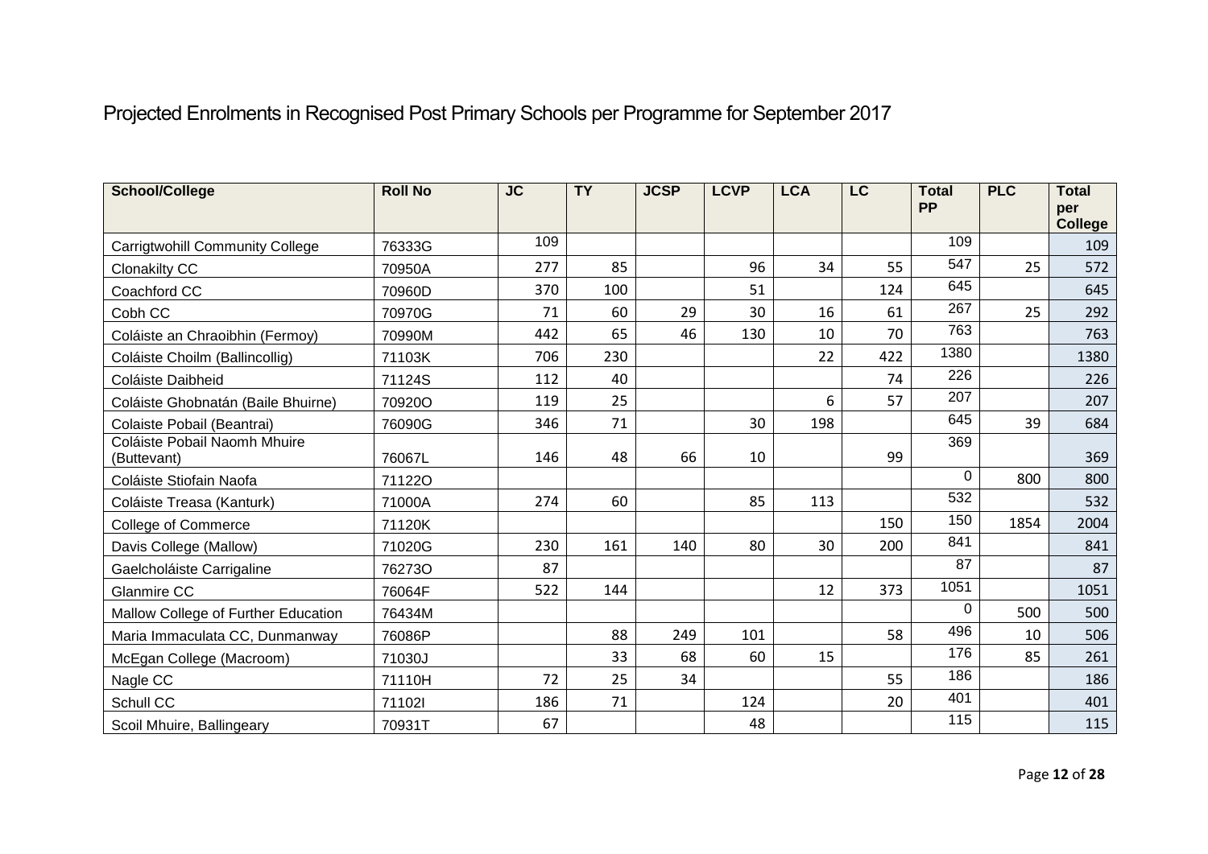# Projected Enrolments in Recognised Post Primary Schools per Programme for September 2017

| School/College | Roll No | JC | TY | JCSP | LCVP | LCA | LC | Total PP | PLC | Total per College |
|---|---|---|---|---|---|---|---|---|---|---|
| Carrigtwohill Community College | 76333G | 109 | | | | | | 109 | | 109 |
| Clonakilty CC | 70950A | 277 | 85 | | 96 | 34 | 55 | 547 | 25 | 572 |
| Coachford CC | 70960D | 370 | 100 | | 51 | | 124 | 645 | | 645 |
| Cobh CC | 70970G | 71 | 60 | 29 | 30 | 16 | 61 | 267 | 25 | 292 |
| Coláiste an Chraoibhin (Fermoy) | 70990M | 442 | 65 | 46 | 130 | 10 | 70 | 763 | | 763 |
| Coláiste Choilm (Ballincollig) | 71103K | 706 | 230 | | | 22 | 422 | 1380 | | 1380 |
| Coláiste Daibheid | 71124S | 112 | 40 | | | | 74 | 226 | | 226 |
| Coláiste Ghobnatán (Baile Bhuirne) | 70920O | 119 | 25 | | | 6 | 57 | 207 | | 207 |
| Colaiste Pobail (Beantrai) | 76090G | 346 | 71 | | 30 | 198 | | 645 | 39 | 684 |
| Coláiste Pobail Naomh Mhuire (Buttevant) | 76067L | 146 | 48 | 66 | 10 | | 99 | 369 | | 369 |
| Coláiste Stiofain Naofa | 71122O | | | | | | | 0 | 800 | 800 |
| Coláiste Treasa (Kanturk) | 71000A | 274 | 60 | | 85 | 113 | | 532 | | 532 |
| College of Commerce | 71120K | | | | | | 150 | 150 | 1854 | 2004 |
| Davis College (Mallow) | 71020G | 230 | 161 | 140 | 80 | 30 | 200 | 841 | | 841 |
| Gaelcholáiste Carrigaline | 76273O | 87 | | | | | | 87 | | 87 |
| Glanmire CC | 76064F | 522 | 144 | | | 12 | 373 | 1051 | | 1051 |
| Mallow College of Further Education | 76434M | | | | | | | 0 | 500 | 500 |
| Maria Immaculata CC, Dunmanway | 76086P | | 88 | 249 | 101 | | 58 | 496 | 10 | 506 |
| McEgan College (Macroom) | 71030J | | 33 | 68 | 60 | 15 | | 176 | 85 | 261 |
| Nagle CC | 71110H | 72 | 25 | 34 | | | 55 | 186 | | 186 |
| Schull CC | 71102I | 186 | 71 | | 124 | | 20 | 401 | | 401 |
| Scoil Mhuire, Ballingeary | 70931T | 67 | | | 48 | | | 115 | | 115 |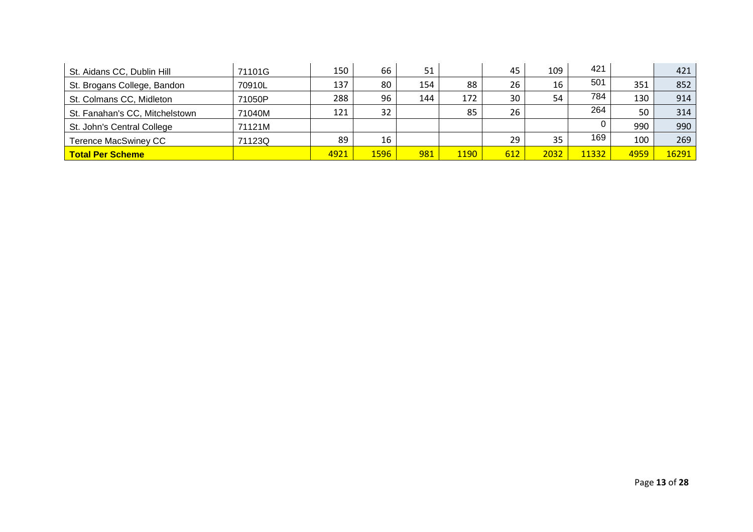| | | | | | | | | | | |
|---|---|---|---|---|---|---|---|---|---|---|
| St. Aidans CC, Dublin Hill | 71101G | 150 | 66 | 51 | | 45 | 109 | 421 | | 421 |
| St. Brogans College, Bandon | 70910L | 137 | 80 | 154 | 88 | 26 | 16 | 501 | 351 | 852 |
| St. Colmans CC, Midleton | 71050P | 288 | 96 | 144 | 172 | 30 | 54 | 784 | 130 | 914 |
| St. Fanahan's CC, Mitchelstown | 71040M | 121 | 32 | | 85 | 26 | | 264 | 50 | 314 |
| St. John's Central College | 71121M | | | | | | | 0 | 990 | 990 |
| Terence MacSwiney CC | 71123Q | 89 | 16 | | | 29 | 35 | 169 | 100 | 269 |
| **Total Per Scheme** | | 4921 | 1596 | 981 | 1190 | 612 | 2032 | 11332 | 4959 | 16291 |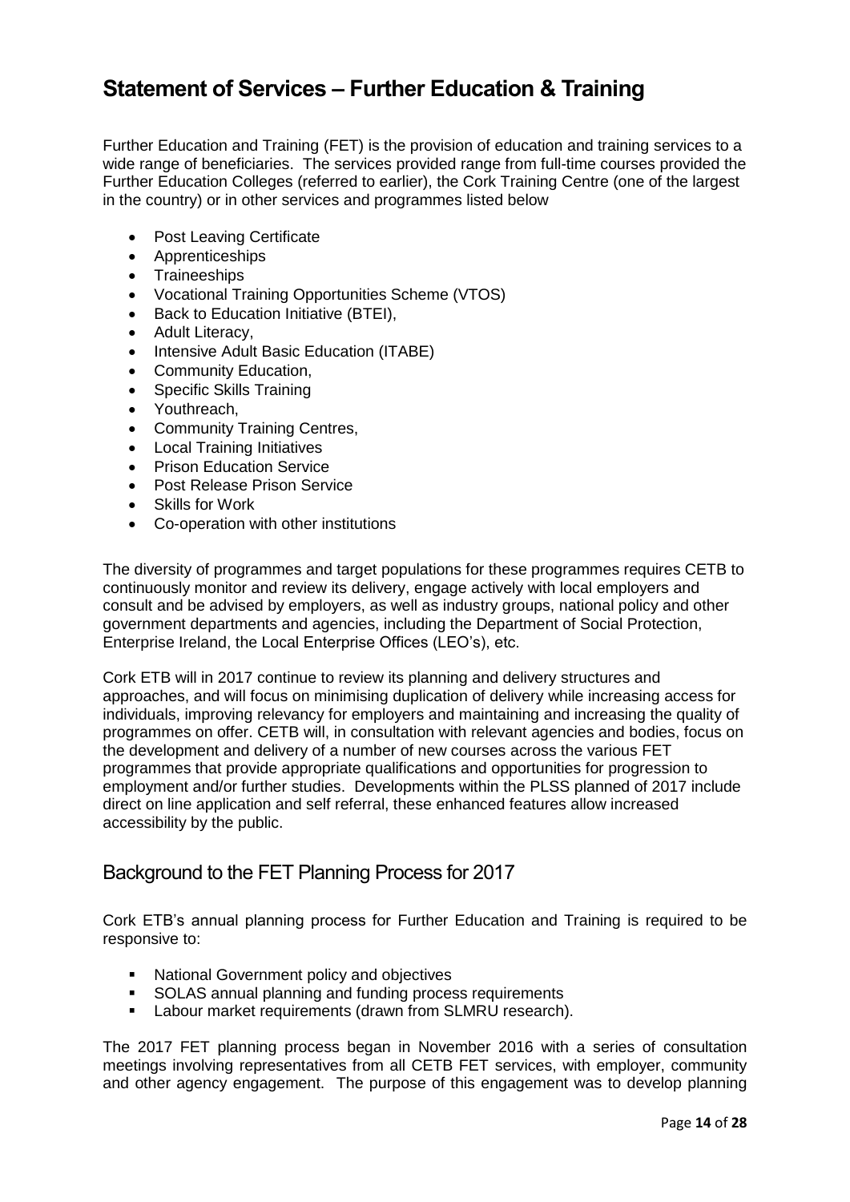# Statement of Services – Further Education & Training

Further Education and Training (FET) is the provision of education and training services to a wide range of beneficiaries. The services provided range from full-time courses provided the Further Education Colleges (referred to earlier), the Cork Training Centre (one of the largest in the country) or in other services and programmes listed below

- Post Leaving Certificate
- Apprenticeships
- Traineeships
- Vocational Training Opportunities Scheme (VTOS)
- Back to Education Initiative (BTEI),
- Adult Literacy,
- Intensive Adult Basic Education (ITABE)
- Community Education,
- Specific Skills Training
- Youthreach,
- Community Training Centres,
- Local Training Initiatives
- Prison Education Service
- Post Release Prison Service
- Skills for Work
- Co-operation with other institutions

The diversity of programmes and target populations for these programmes requires CETB to continuously monitor and review its delivery, engage actively with local employers and consult and be advised by employers, as well as industry groups, national policy and other government departments and agencies, including the Department of Social Protection, Enterprise Ireland, the Local Enterprise Offices (LEO's), etc.

Cork ETB will in 2017 continue to review its planning and delivery structures and approaches, and will focus on minimising duplication of delivery while increasing access for individuals, improving relevancy for employers and maintaining and increasing the quality of programmes on offer. CETB will, in consultation with relevant agencies and bodies, focus on the development and delivery of a number of new courses across the various FET programmes that provide appropriate qualifications and opportunities for progression to employment and/or further studies. Developments within the PLSS planned of 2017 include direct on line application and self referral, these enhanced features allow increased accessibility by the public.

## Background to the FET Planning Process for 2017

Cork ETB's annual planning process for Further Education and Training is required to be responsive to:

- National Government policy and objectives
- SOLAS annual planning and funding process requirements
- Labour market requirements (drawn from SLMRU research).

The 2017 FET planning process began in November 2016 with a series of consultation meetings involving representatives from all CETB FET services, with employer, community and other agency engagement. The purpose of this engagement was to develop planning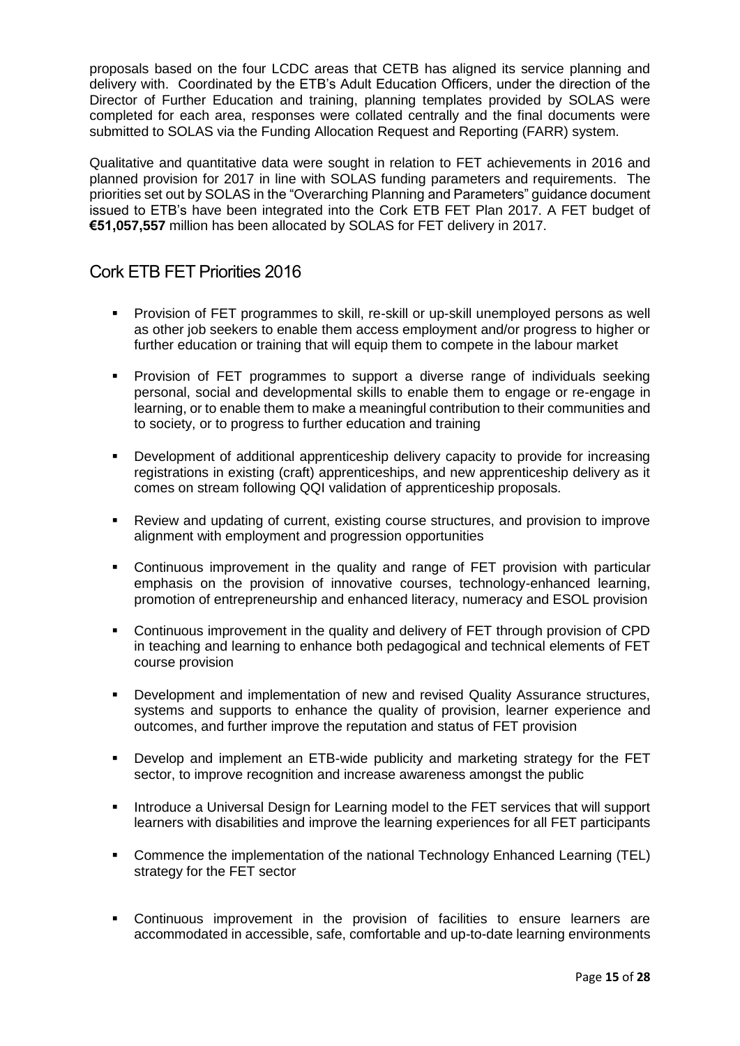proposals based on the four LCDC areas that CETB has aligned its service planning and delivery with. Coordinated by the ETB's Adult Education Officers, under the direction of the Director of Further Education and training, planning templates provided by SOLAS were completed for each area, responses were collated centrally and the final documents were submitted to SOLAS via the Funding Allocation Request and Reporting (FARR) system.

Qualitative and quantitative data were sought in relation to FET achievements in 2016 and planned provision for 2017 in line with SOLAS funding parameters and requirements. The priorities set out by SOLAS in the "Overarching Planning and Parameters" guidance document issued to ETB's have been integrated into the Cork ETB FET Plan 2017. A FET budget of **€51,057,557** million has been allocated by SOLAS for FET delivery in 2017.

## Cork ETB FET Priorities 2016

- Provision of FET programmes to skill, re-skill or up-skill unemployed persons as well as other job seekers to enable them access employment and/or progress to higher or further education or training that will equip them to compete in the labour market
- Provision of FET programmes to support a diverse range of individuals seeking personal, social and developmental skills to enable them to engage or re-engage in learning, or to enable them to make a meaningful contribution to their communities and to society, or to progress to further education and training
- Development of additional apprenticeship delivery capacity to provide for increasing registrations in existing (craft) apprenticeships, and new apprenticeship delivery as it comes on stream following QQI validation of apprenticeship proposals.
- Review and updating of current, existing course structures, and provision to improve alignment with employment and progression opportunities
- Continuous improvement in the quality and range of FET provision with particular emphasis on the provision of innovative courses, technology-enhanced learning, promotion of entrepreneurship and enhanced literacy, numeracy and ESOL provision
- Continuous improvement in the quality and delivery of FET through provision of CPD in teaching and learning to enhance both pedagogical and technical elements of FET course provision
- Development and implementation of new and revised Quality Assurance structures, systems and supports to enhance the quality of provision, learner experience and outcomes, and further improve the reputation and status of FET provision
- Develop and implement an ETB-wide publicity and marketing strategy for the FET sector, to improve recognition and increase awareness amongst the public
- Introduce a Universal Design for Learning model to the FET services that will support learners with disabilities and improve the learning experiences for all FET participants
- Commence the implementation of the national Technology Enhanced Learning (TEL) strategy for the FET sector
- Continuous improvement in the provision of facilities to ensure learners are accommodated in accessible, safe, comfortable and up-to-date learning environments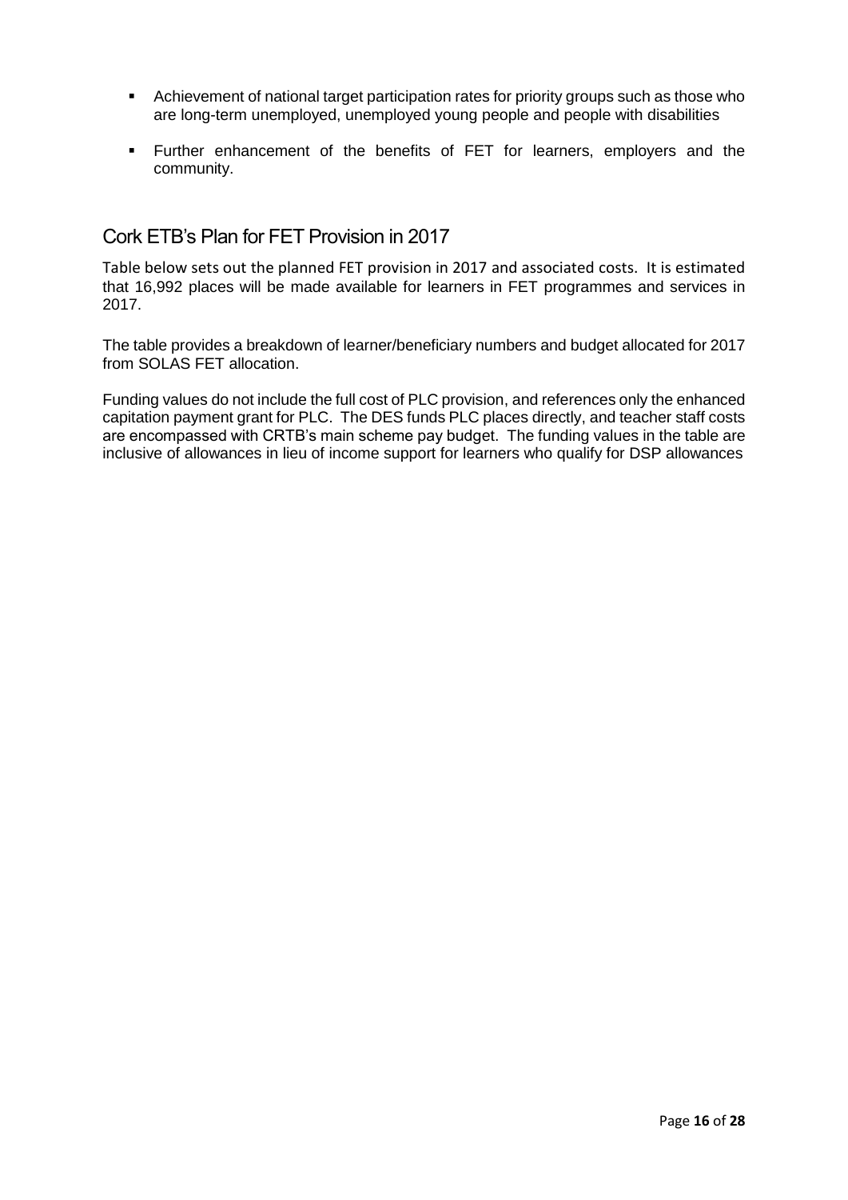- Achievement of national target participation rates for priority groups such as those who are long-term unemployed, unemployed young people and people with disabilities
- Further enhancement of the benefits of FET for learners, employers and the community.

## Cork ETB's Plan for FET Provision in 2017

Table below sets out the planned FET provision in 2017 and associated costs. It is estimated that 16,992 places will be made available for learners in FET programmes and services in 2017.

The table provides a breakdown of learner/beneficiary numbers and budget allocated for 2017 from SOLAS FET allocation.

Funding values do not include the full cost of PLC provision, and references only the enhanced capitation payment grant for PLC. The DES funds PLC places directly, and teacher staff costs are encompassed with CRTB's main scheme pay budget. The funding values in the table are inclusive of allowances in lieu of income support for learners who qualify for DSP allowances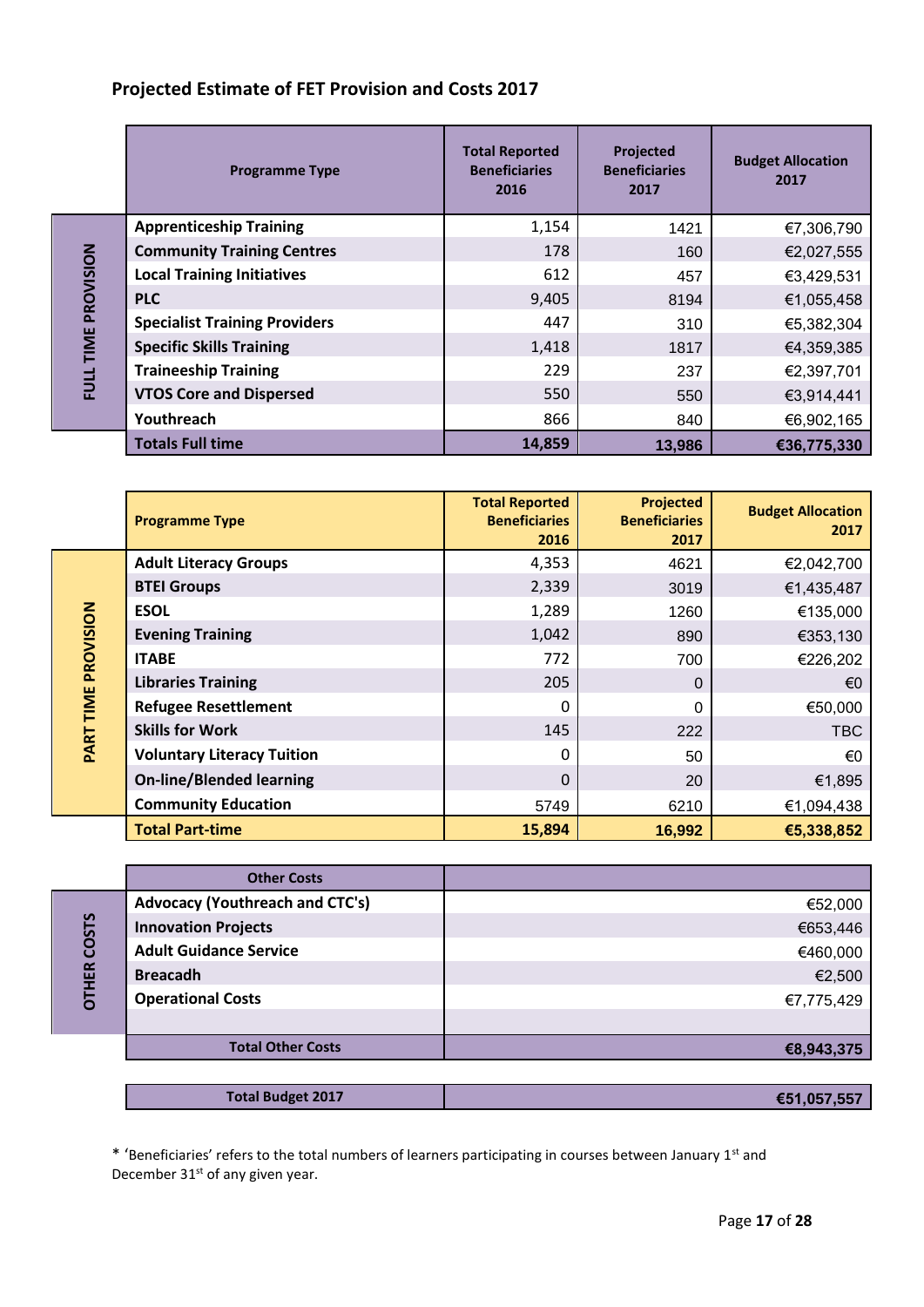## Projected Estimate of FET Provision and Costs 2017

| | Programme Type | Total Reported Beneficiaries 2016 | Projected Beneficiaries 2017 | Budget Allocation 2017 |
|---|---|---|---|---|
| FULL TIME PROVISION | **Apprenticeship Training** | 1,154 | 1421 | €7,306,790 |
| | **Community Training Centres** | 178 | 160 | €2,027,555 |
| | **Local Training Initiatives** | 612 | 457 | €3,429,531 |
| | **PLC** | 9,405 | 8194 | €1,055,458 |
| | **Specialist Training Providers** | 447 | 310 | €5,382,304 |
| | **Specific Skills Training** | 1,418 | 1817 | €4,359,385 |
| | **Traineeship Training** | 229 | 237 | €2,397,701 |
| | **VTOS Core and Dispersed** | 550 | 550 | €3,914,441 |
| | **Youthreach** | 866 | 840 | €6,902,165 |
| | **Totals Full time** | **14,859** | **13,986** | **€36,775,330** |

| | Programme Type | Total Reported Beneficiaries 2016 | Projected Beneficiaries 2017 | Budget Allocation 2017 |
|---|---|---|---|---|
| PART TIME PROVISION | **Adult Literacy Groups** | 4,353 | 4621 | €2,042,700 |
| | **BTEI Groups** | 2,339 | 3019 | €1,435,487 |
| | **ESOL** | 1,289 | 1260 | €135,000 |
| | **Evening Training** | 1,042 | 890 | €353,130 |
| | **ITABE** | 772 | 700 | €226,202 |
| | **Libraries Training** | 205 | 0 | €0 |
| | **Refugee Resettlement** | 0 | 0 | €50,000 |
| | **Skills for Work** | 145 | 222 | TBC |
| | **Voluntary Literacy Tuition** | 0 | 50 | €0 |
| | **On-line/Blended learning** | 0 | 20 | €1,895 |
| | **Community Education** | 5749 | 6210 | €1,094,438 |
| | **Total Part-time** | **15,894** | **16,992** | **€5,338,852** |

| | Other Costs | |
|---|---|---|
| OTHER COSTS | **Advocacy (Youthreach and CTC's)** | €52,000 |
| | **Innovation Projects** | €653,446 |
| | **Adult Guidance Service** | €460,000 |
| | **Breacadh** | €2,500 |
| | **Operational Costs** | €7,775,429 |
| | | |
| | **Total Other Costs** | **€8,943,375** |

| Total Budget 2017 | €51,057,557 |
|---|---|

* 'Beneficiaries' refers to the total numbers of learners participating in courses between January 1st and December 31st of any given year.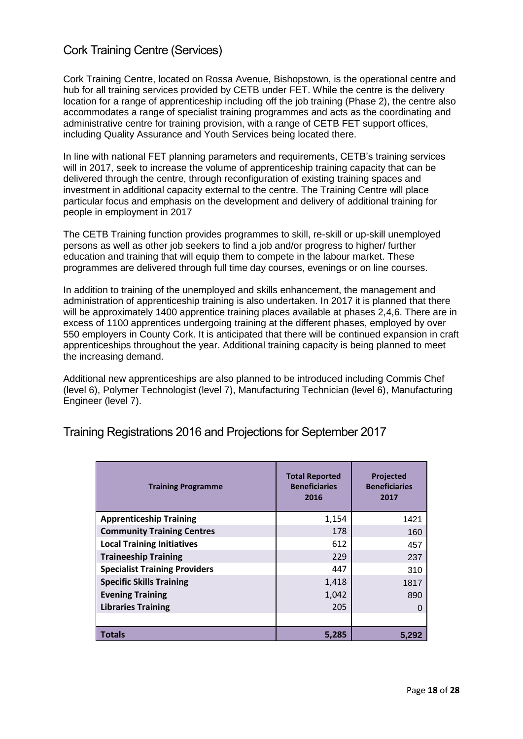## Cork Training Centre (Services)

Cork Training Centre, located on Rossa Avenue, Bishopstown, is the operational centre and hub for all training services provided by CETB under FET. While the centre is the delivery location for a range of apprenticeship including off the job training (Phase 2), the centre also accommodates a range of specialist training programmes and acts as the coordinating and administrative centre for training provision, with a range of CETB FET support offices, including Quality Assurance and Youth Services being located there.

In line with national FET planning parameters and requirements, CETB's training services will in 2017, seek to increase the volume of apprenticeship training capacity that can be delivered through the centre, through reconfiguration of existing training spaces and investment in additional capacity external to the centre. The Training Centre will place particular focus and emphasis on the development and delivery of additional training for people in employment in 2017

The CETB Training function provides programmes to skill, re-skill or up-skill unemployed persons as well as other job seekers to find a job and/or progress to higher/ further education and training that will equip them to compete in the labour market. These programmes are delivered through full time day courses, evenings or on line courses.

In addition to training of the unemployed and skills enhancement, the management and administration of apprenticeship training is also undertaken. In 2017 it is planned that there will be approximately 1400 apprentice training places available at phases 2,4,6. There are in excess of 1100 apprentices undergoing training at the different phases, employed by over 550 employers in County Cork. It is anticipated that there will be continued expansion in craft apprenticeships throughout the year. Additional training capacity is being planned to meet the increasing demand.

Additional new apprenticeships are also planned to be introduced including Commis Chef (level 6), Polymer Technologist (level 7), Manufacturing Technician (level 6), Manufacturing Engineer (level 7).

## Training Registrations 2016 and Projections for September 2017

| Training Programme | Total Reported Beneficiaries 2016 | Projected Beneficiaries 2017 |
|---|---|---|
| **Apprenticeship Training** | 1,154 | 1421 |
| **Community Training Centres** | 178 | 160 |
| **Local Training Initiatives** | 612 | 457 |
| **Traineeship Training** | 229 | 237 |
| **Specialist Training Providers** | 447 | 310 |
| **Specific Skills Training** | 1,418 | 1817 |
| **Evening Training** | 1,042 | 890 |
| **Libraries Training** | 205 | 0 |
| | | |
| **Totals** | **5,285** | **5,292** |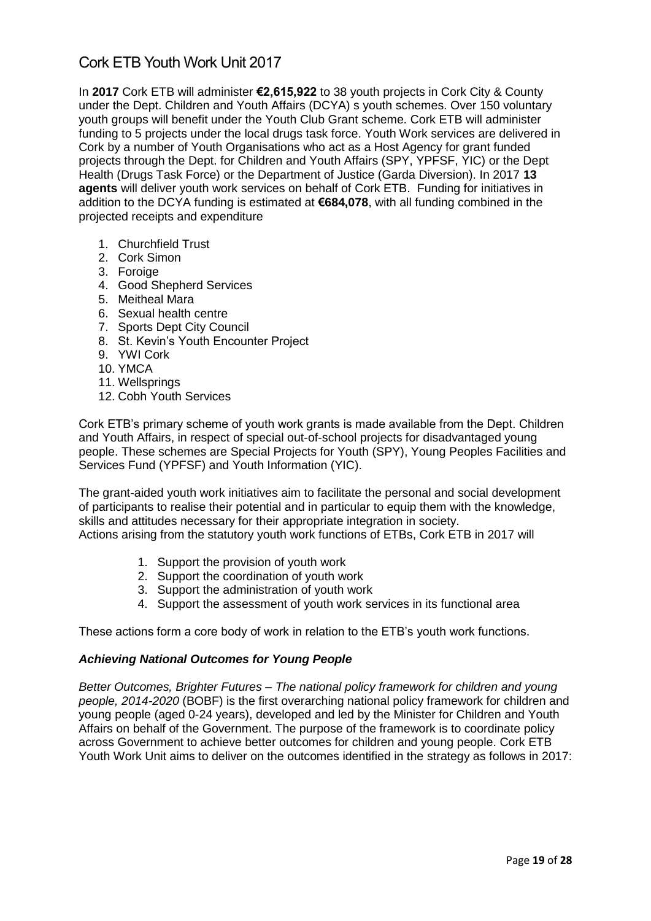## Cork ETB Youth Work Unit 2017

In **2017** Cork ETB will administer **€2,615,922** to 38 youth projects in Cork City & County under the Dept. Children and Youth Affairs (DCYA) s youth schemes. Over 150 voluntary youth groups will benefit under the Youth Club Grant scheme. Cork ETB will administer funding to 5 projects under the local drugs task force. Youth Work services are delivered in Cork by a number of Youth Organisations who act as a Host Agency for grant funded projects through the Dept. for Children and Youth Affairs (SPY, YPFSF, YIC) or the Dept Health (Drugs Task Force) or the Department of Justice (Garda Diversion). In 2017 **13 agents** will deliver youth work services on behalf of Cork ETB. Funding for initiatives in addition to the DCYA funding is estimated at **€684,078**, with all funding combined in the projected receipts and expenditure

1. Churchfield Trust
2. Cork Simon
3. Foroige
4. Good Shepherd Services
5. Meitheal Mara
6. Sexual health centre
7. Sports Dept City Council
8. St. Kevin's Youth Encounter Project
9. YWI Cork
10. YMCA
11. Wellsprings
12. Cobh Youth Services

Cork ETB's primary scheme of youth work grants is made available from the Dept. Children and Youth Affairs, in respect of special out-of-school projects for disadvantaged young people. These schemes are Special Projects for Youth (SPY), Young Peoples Facilities and Services Fund (YPFSF) and Youth Information (YIC).

The grant-aided youth work initiatives aim to facilitate the personal and social development of participants to realise their potential and in particular to equip them with the knowledge, skills and attitudes necessary for their appropriate integration in society.
Actions arising from the statutory youth work functions of ETBs, Cork ETB in 2017 will

1. Support the provision of youth work
2. Support the coordination of youth work
3. Support the administration of youth work
4. Support the assessment of youth work services in its functional area

These actions form a core body of work in relation to the ETB's youth work functions.

### ***Achieving National Outcomes for Young People***

*Better Outcomes, Brighter Futures – The national policy framework for children and young people, 2014-2020* (BOBF) is the first overarching national policy framework for children and young people (aged 0-24 years), developed and led by the Minister for Children and Youth Affairs on behalf of the Government. The purpose of the framework is to coordinate policy across Government to achieve better outcomes for children and young people. Cork ETB Youth Work Unit aims to deliver on the outcomes identified in the strategy as follows in 2017: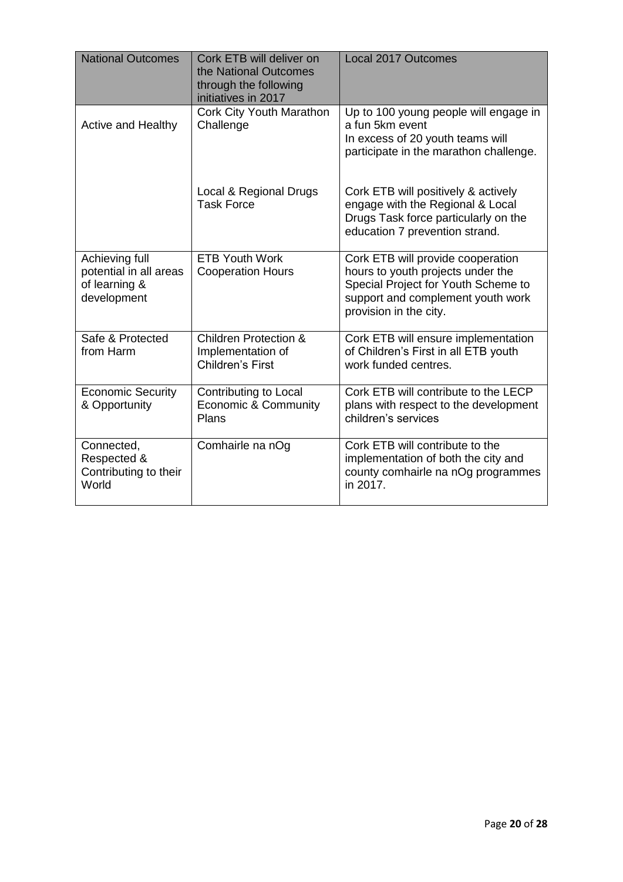| National Outcomes | Cork ETB will deliver on the National Outcomes through the following initiatives in 2017 | Local 2017 Outcomes |
|---|---|---|
| Active and Healthy | Cork City Youth Marathon Challenge | Up to 100 young people will engage in a fun 5km event<br>In excess of 20 youth teams will participate in the marathon challenge. |
| | Local & Regional Drugs Task Force | Cork ETB will positively & actively engage with the Regional & Local Drugs Task force particularly on the education 7 prevention strand. |
| Achieving full potential in all areas of learning & development | ETB Youth Work Cooperation Hours | Cork ETB will provide cooperation hours to youth projects under the Special Project for Youth Scheme to support and complement youth work provision in the city. |
| Safe & Protected from Harm | Children Protection & Implementation of Children's First | Cork ETB will ensure implementation of Children's First in all ETB youth work funded centres. |
| Economic Security & Opportunity | Contributing to Local Economic & Community Plans | Cork ETB will contribute to the LECP plans with respect to the development children's services |
| Connected, Respected & Contributing to their World | Comhairle na nOg | Cork ETB will contribute to the implementation of both the city and county comhairle na nOg programmes in 2017. |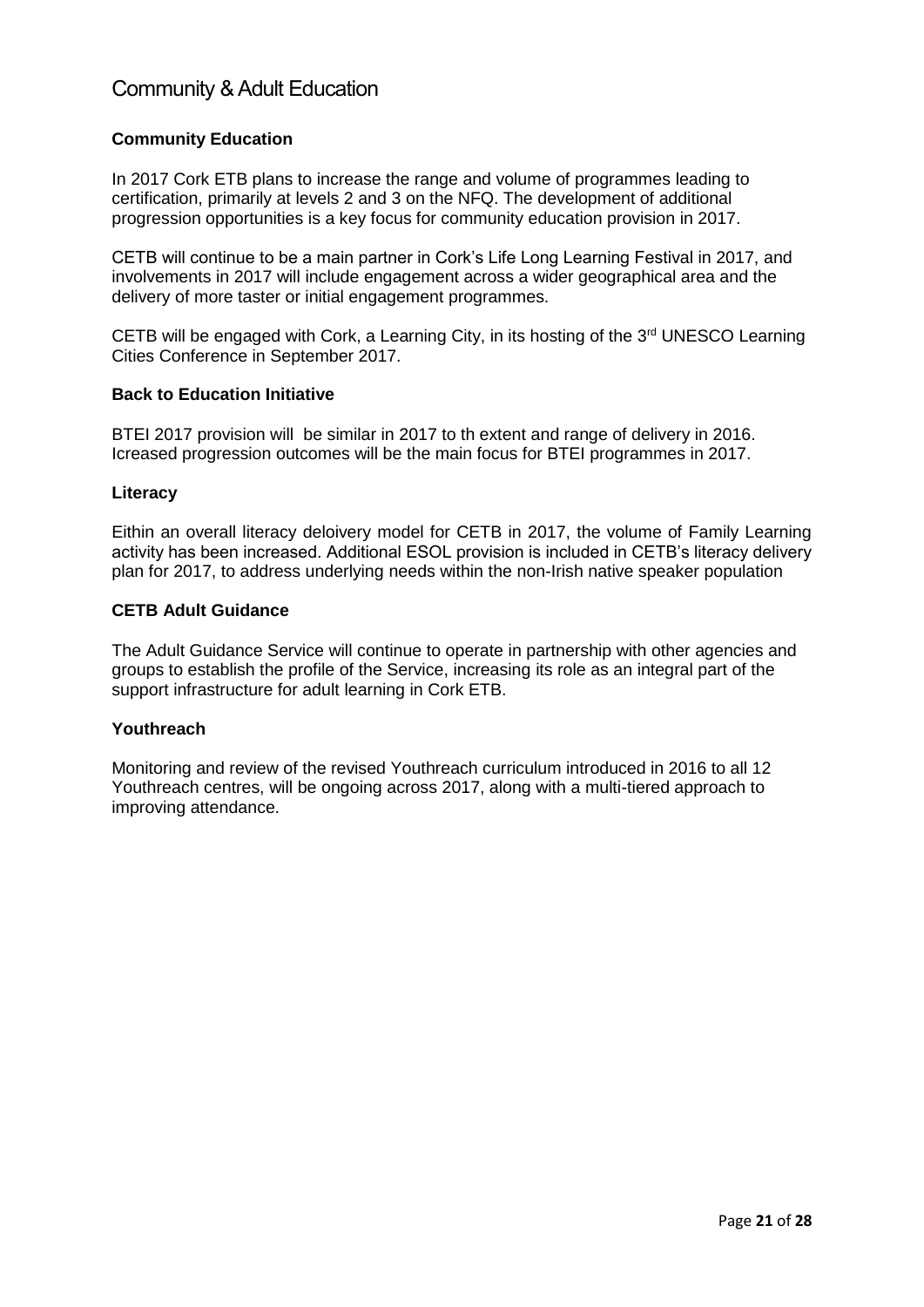# Community & Adult Education

**Community Education**

In 2017 Cork ETB plans to increase the range and volume of programmes leading to certification, primarily at levels 2 and 3 on the NFQ. The development of additional progression opportunities is a key focus for community education provision in 2017.

CETB will continue to be a main partner in Cork's Life Long Learning Festival in 2017, and involvements in 2017 will include engagement across a wider geographical area and the delivery of more taster or initial engagement programmes.

CETB will be engaged with Cork, a Learning City, in its hosting of the 3rd UNESCO Learning Cities Conference in September 2017.

**Back to Education Initiative**

BTEI 2017 provision will be similar in 2017 to th extent and range of delivery in 2016. Icreased progression outcomes will be the main focus for BTEI programmes in 2017.

**Literacy**

Eithin an overall literacy deloivery model for CETB in 2017, the volume of Family Learning activity has been increased. Additional ESOL provision is included in CETB's literacy delivery plan for 2017, to address underlying needs within the non-Irish native speaker population

**CETB Adult Guidance**

The Adult Guidance Service will continue to operate in partnership with other agencies and groups to establish the profile of the Service, increasing its role as an integral part of the support infrastructure for adult learning in Cork ETB.

**Youthreach**

Monitoring and review of the revised Youthreach curriculum introduced in 2016 to all 12 Youthreach centres, will be ongoing across 2017, along with a multi-tiered approach to improving attendance.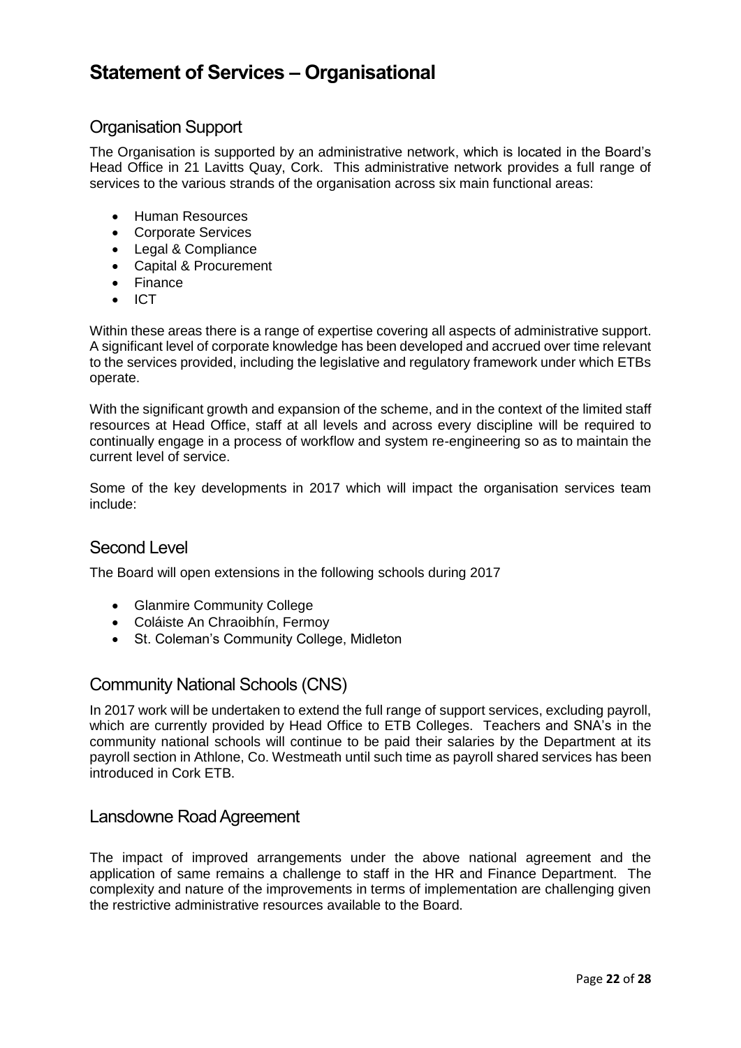# Statement of Services – Organisational

## Organisation Support

The Organisation is supported by an administrative network, which is located in the Board's Head Office in 21 Lavitts Quay, Cork. This administrative network provides a full range of services to the various strands of the organisation across six main functional areas:

- Human Resources
- Corporate Services
- Legal & Compliance
- Capital & Procurement
- Finance
- ICT

Within these areas there is a range of expertise covering all aspects of administrative support. A significant level of corporate knowledge has been developed and accrued over time relevant to the services provided, including the legislative and regulatory framework under which ETBs operate.

With the significant growth and expansion of the scheme, and in the context of the limited staff resources at Head Office, staff at all levels and across every discipline will be required to continually engage in a process of workflow and system re-engineering so as to maintain the current level of service.

Some of the key developments in 2017 which will impact the organisation services team include:

## Second Level

The Board will open extensions in the following schools during 2017

- Glanmire Community College
- Coláiste An Chraoibhín, Fermoy
- St. Coleman's Community College, Midleton

## Community National Schools (CNS)

In 2017 work will be undertaken to extend the full range of support services, excluding payroll, which are currently provided by Head Office to ETB Colleges. Teachers and SNA's in the community national schools will continue to be paid their salaries by the Department at its payroll section in Athlone, Co. Westmeath until such time as payroll shared services has been introduced in Cork ETB.

## Lansdowne Road Agreement

The impact of improved arrangements under the above national agreement and the application of same remains a challenge to staff in the HR and Finance Department. The complexity and nature of the improvements in terms of implementation are challenging given the restrictive administrative resources available to the Board.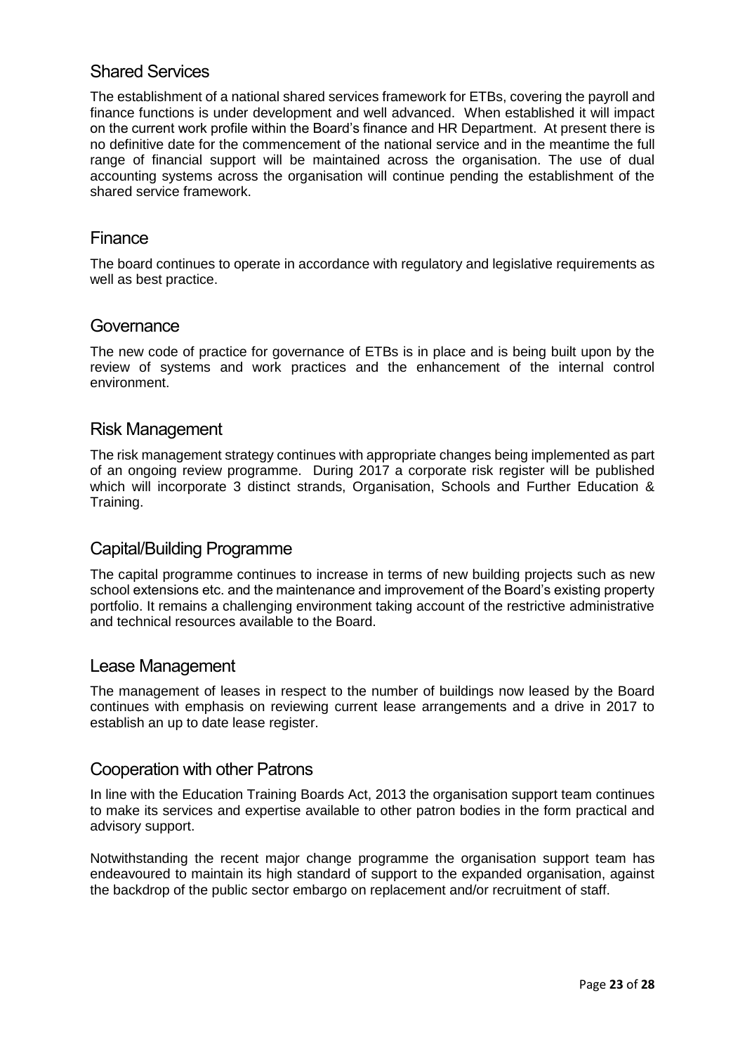## Shared Services

The establishment of a national shared services framework for ETBs, covering the payroll and finance functions is under development and well advanced. When established it will impact on the current work profile within the Board's finance and HR Department. At present there is no definitive date for the commencement of the national service and in the meantime the full range of financial support will be maintained across the organisation. The use of dual accounting systems across the organisation will continue pending the establishment of the shared service framework.

## Finance

The board continues to operate in accordance with regulatory and legislative requirements as well as best practice.

## Governance

The new code of practice for governance of ETBs is in place and is being built upon by the review of systems and work practices and the enhancement of the internal control environment.

## Risk Management

The risk management strategy continues with appropriate changes being implemented as part of an ongoing review programme. During 2017 a corporate risk register will be published which will incorporate 3 distinct strands, Organisation, Schools and Further Education & Training.

## Capital/Building Programme

The capital programme continues to increase in terms of new building projects such as new school extensions etc. and the maintenance and improvement of the Board's existing property portfolio. It remains a challenging environment taking account of the restrictive administrative and technical resources available to the Board.

## Lease Management

The management of leases in respect to the number of buildings now leased by the Board continues with emphasis on reviewing current lease arrangements and a drive in 2017 to establish an up to date lease register.

## Cooperation with other Patrons

In line with the Education Training Boards Act, 2013 the organisation support team continues to make its services and expertise available to other patron bodies in the form practical and advisory support.

Notwithstanding the recent major change programme the organisation support team has endeavoured to maintain its high standard of support to the expanded organisation, against the backdrop of the public sector embargo on replacement and/or recruitment of staff.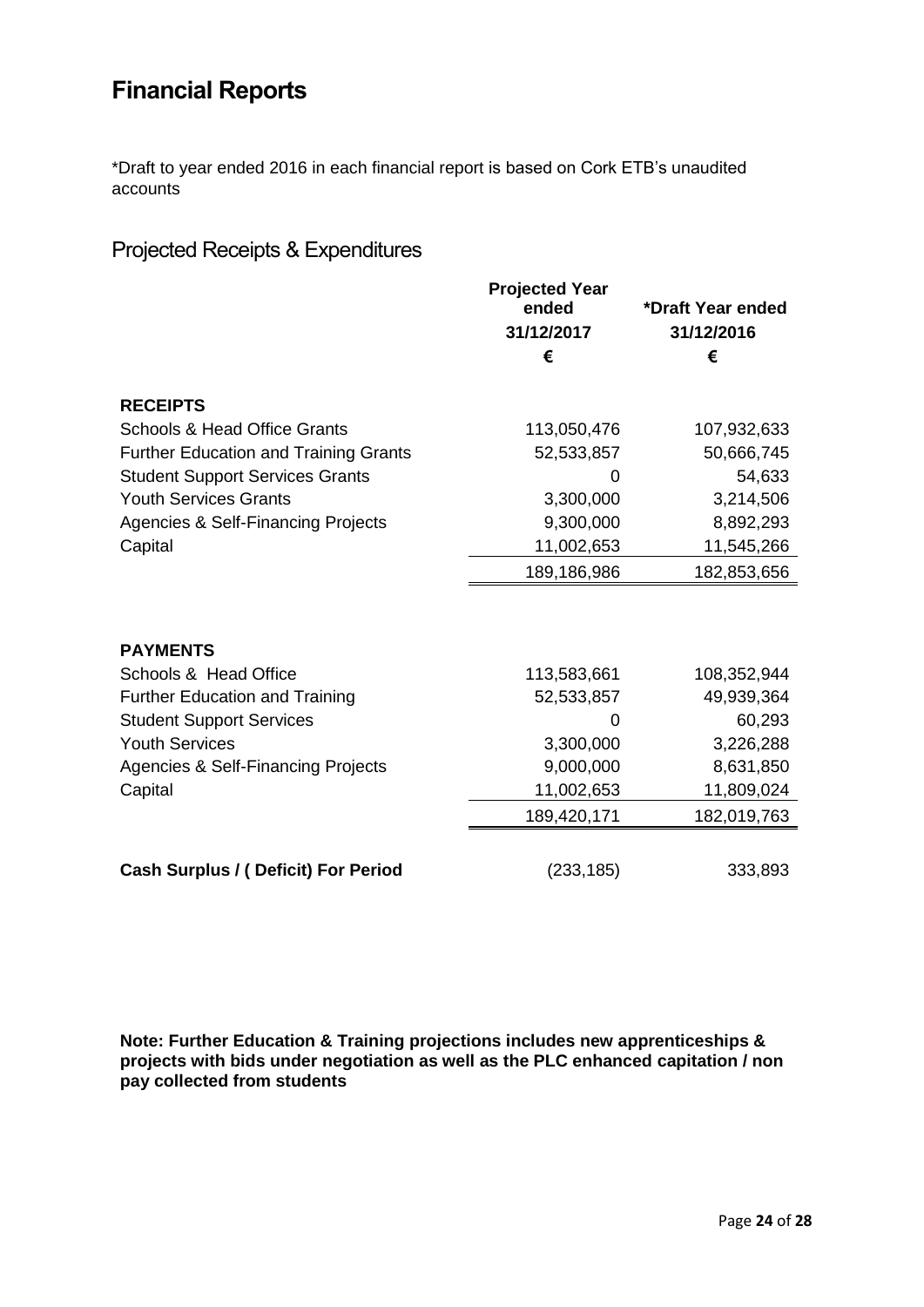# Financial Reports

*Draft to year ended 2016 in each financial report is based on Cork ETB's unaudited accounts

## Projected Receipts & Expenditures

| | Projected Year ended 31/12/2017 € | *Draft Year ended 31/12/2016 € |
|---|---|---|
| **RECEIPTS** | | |
| Schools & Head Office Grants | 113,050,476 | 107,932,633 |
| Further Education and Training Grants | 52,533,857 | 50,666,745 |
| Student Support Services Grants | 0 | 54,633 |
| Youth Services Grants | 3,300,000 | 3,214,506 |
| Agencies & Self-Financing Projects | 9,300,000 | 8,892,293 |
| Capital | 11,002,653 | 11,545,266 |
| | 189,186,986 | 182,853,656 |
| **PAYMENTS** | | |
| Schools & Head Office | 113,583,661 | 108,352,944 |
| Further Education and Training | 52,533,857 | 49,939,364 |
| Student Support Services | 0 | 60,293 |
| Youth Services | 3,300,000 | 3,226,288 |
| Agencies & Self-Financing Projects | 9,000,000 | 8,631,850 |
| Capital | 11,002,653 | 11,809,024 |
| | 189,420,171 | 182,019,763 |
| **Cash Surplus / ( Deficit) For Period** | (233,185) | 333,893 |

**Note: Further Education & Training projections includes new apprenticeships & projects with bids under negotiation as well as the PLC enhanced capitation / non pay collected from students**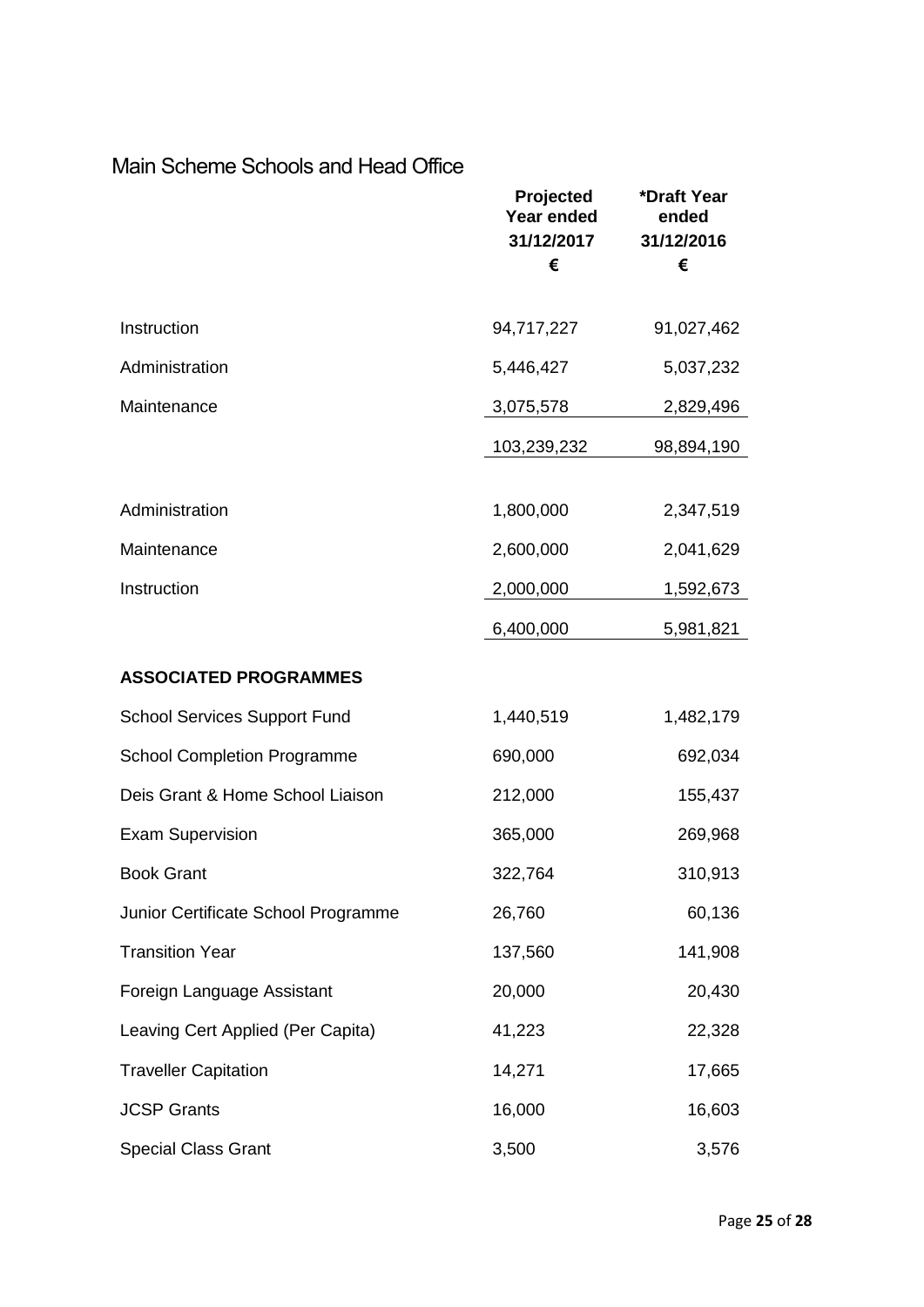## Main Scheme Schools and Head Office

| | Projected Year ended 31/12/2017 € | *Draft Year ended 31/12/2016 € |
|---|---|---|
| Instruction | 94,717,227 | 91,027,462 |
| Administration | 5,446,427 | 5,037,232 |
| Maintenance | 3,075,578 | 2,829,496 |
| | 103,239,232 | 98,894,190 |
| | | |
| Administration | 1,800,000 | 2,347,519 |
| Maintenance | 2,600,000 | 2,041,629 |
| Instruction | 2,000,000 | 1,592,673 |
| | 6,400,000 | 5,981,821 |
| **ASSOCIATED PROGRAMMES** | | |
| School Services Support Fund | 1,440,519 | 1,482,179 |
| School Completion Programme | 690,000 | 692,034 |
| Deis Grant & Home School Liaison | 212,000 | 155,437 |
| Exam Supervision | 365,000 | 269,968 |
| Book Grant | 322,764 | 310,913 |
| Junior Certificate School Programme | 26,760 | 60,136 |
| Transition Year | 137,560 | 141,908 |
| Foreign Language Assistant | 20,000 | 20,430 |
| Leaving Cert Applied (Per Capita) | 41,223 | 22,328 |
| Traveller Capitation | 14,271 | 17,665 |
| JCSP Grants | 16,000 | 16,603 |
| Special Class Grant | 3,500 | 3,576 |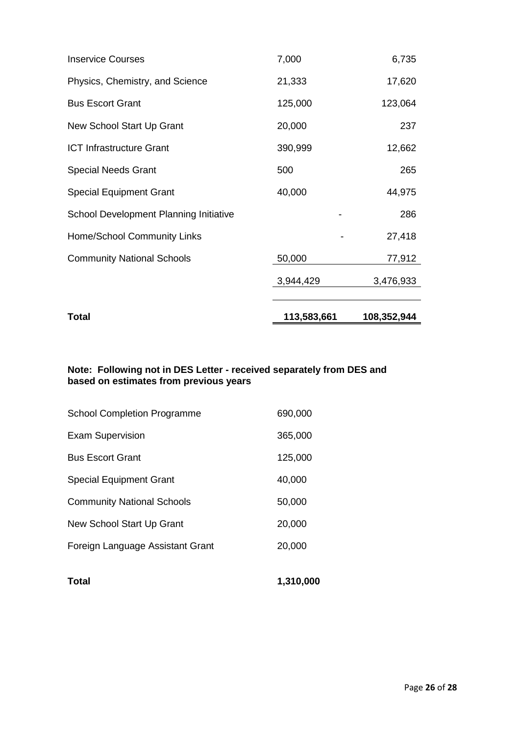| | | |
|---|---|---|
| Inservice Courses | 7,000 | 6,735 |
| Physics, Chemistry, and Science | 21,333 | 17,620 |
| Bus Escort Grant | 125,000 | 123,064 |
| New School Start Up Grant | 20,000 | 237 |
| ICT Infrastructure Grant | 390,999 | 12,662 |
| Special Needs Grant | 500 | 265 |
| Special Equipment Grant | 40,000 | 44,975 |
| School Development Planning Initiative | - | 286 |
| Home/School Community Links | - | 27,418 |
| Community National Schools | 50,000 | 77,912 |
| | 3,944,429 | 3,476,933 |
| **Total** | **113,583,661** | **108,352,944** |

**Note: Following not in DES Letter - received separately from DES and based on estimates from previous years**

| | |
|---|---|
| School Completion Programme | 690,000 |
| Exam Supervision | 365,000 |
| Bus Escort Grant | 125,000 |
| Special Equipment Grant | 40,000 |
| Community National Schools | 50,000 |
| New School Start Up Grant | 20,000 |
| Foreign Language Assistant Grant | 20,000 |
| **Total** | **1,310,000** |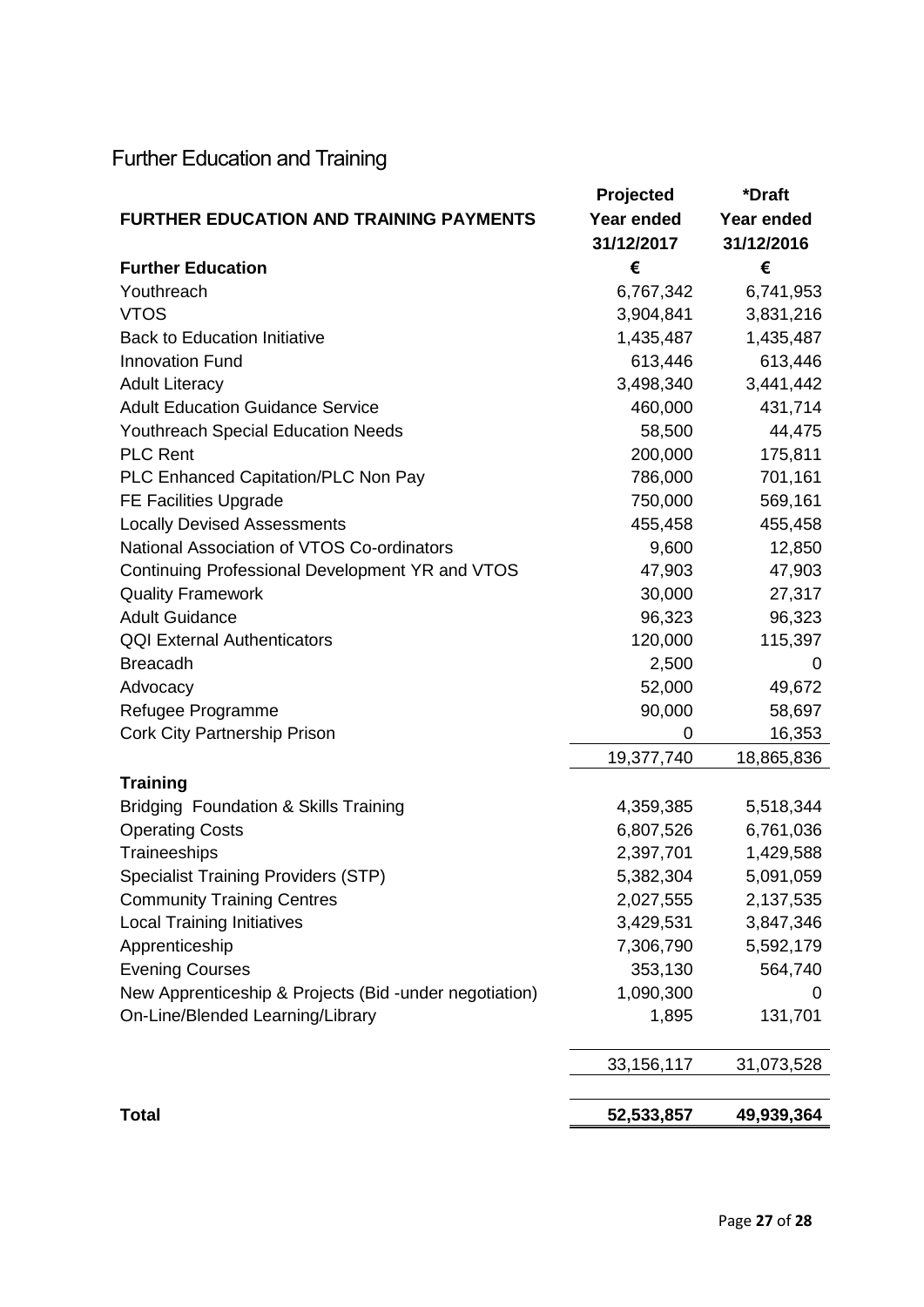## Further Education and Training

| FURTHER EDUCATION AND TRAINING PAYMENTS | Projected Year ended 31/12/2017 | *Draft Year ended 31/12/2016 |
|---|---|---|
| **Further Education** | € | € |
| Youthreach | 6,767,342 | 6,741,953 |
| VTOS | 3,904,841 | 3,831,216 |
| Back to Education Initiative | 1,435,487 | 1,435,487 |
| Innovation Fund | 613,446 | 613,446 |
| Adult Literacy | 3,498,340 | 3,441,442 |
| Adult Education Guidance Service | 460,000 | 431,714 |
| Youthreach Special Education Needs | 58,500 | 44,475 |
| PLC Rent | 200,000 | 175,811 |
| PLC Enhanced Capitation/PLC Non Pay | 786,000 | 701,161 |
| FE Facilities Upgrade | 750,000 | 569,161 |
| Locally Devised Assessments | 455,458 | 455,458 |
| National Association of VTOS Co-ordinators | 9,600 | 12,850 |
| Continuing Professional Development YR and VTOS | 47,903 | 47,903 |
| Quality Framework | 30,000 | 27,317 |
| Adult Guidance | 96,323 | 96,323 |
| QQI External Authenticators | 120,000 | 115,397 |
| Breacadh | 2,500 | 0 |
| Advocacy | 52,000 | 49,672 |
| Refugee Programme | 90,000 | 58,697 |
| Cork City Partnership Prison | 0 | 16,353 |
| | 19,377,740 | 18,865,836 |
| **Training** | | |
| Bridging Foundation & Skills Training | 4,359,385 | 5,518,344 |
| Operating Costs | 6,807,526 | 6,761,036 |
| Traineeships | 2,397,701 | 1,429,588 |
| Specialist Training Providers (STP) | 5,382,304 | 5,091,059 |
| Community Training Centres | 2,027,555 | 2,137,535 |
| Local Training Initiatives | 3,429,531 | 3,847,346 |
| Apprenticeship | 7,306,790 | 5,592,179 |
| Evening Courses | 353,130 | 564,740 |
| New Apprenticeship & Projects (Bid -under negotiation) | 1,090,300 | 0 |
| On-Line/Blended Learning/Library | 1,895 | 131,701 |
| | 33,156,117 | 31,073,528 |
| **Total** | **52,533,857** | **49,939,364** |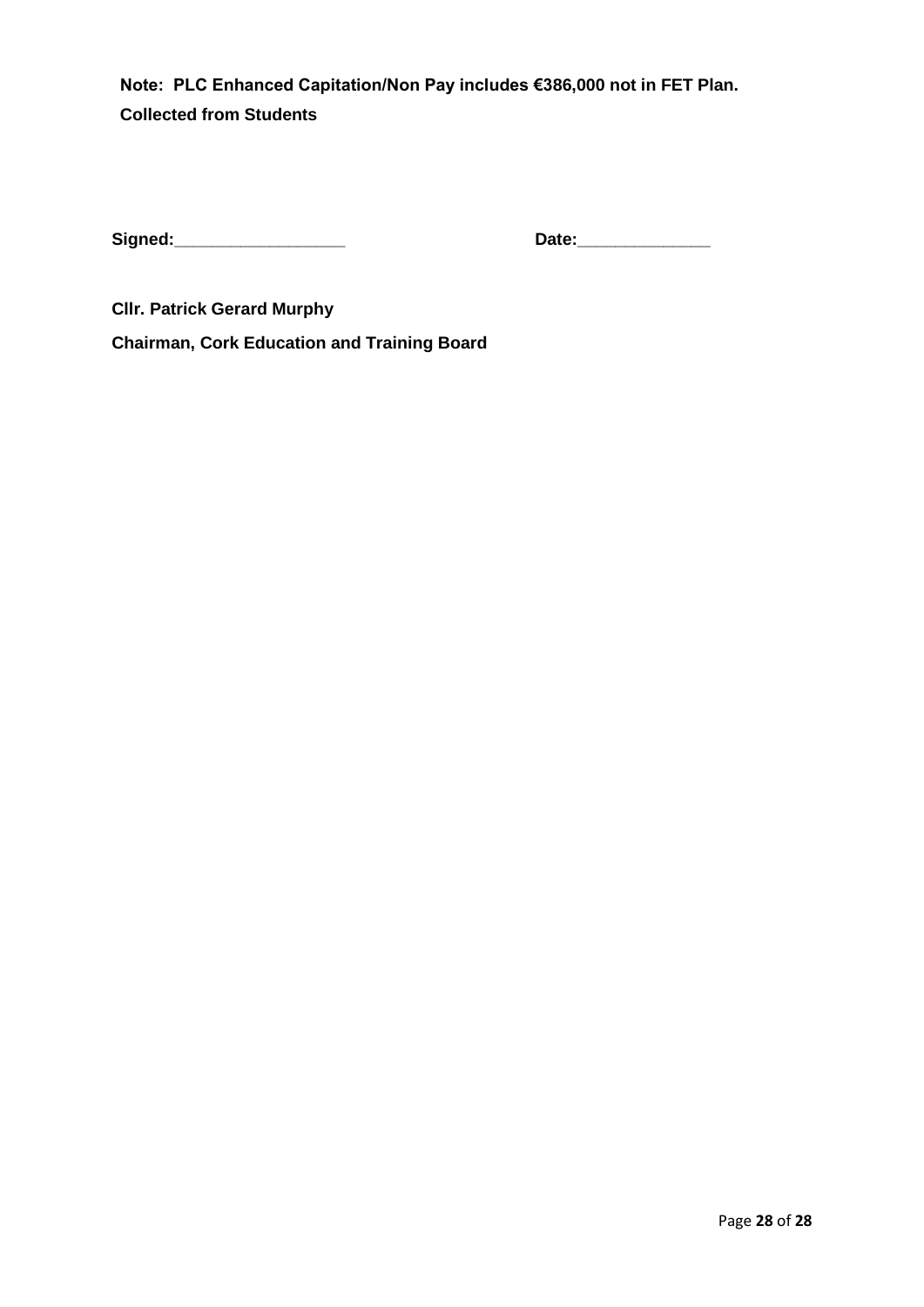**Note: PLC Enhanced Capitation/Non Pay includes €386,000 not in FET Plan. Collected from Students**

**Signed:__________________** **Date:______________**

**Cllr. Patrick Gerard Murphy**

**Chairman, Cork Education and Training Board**